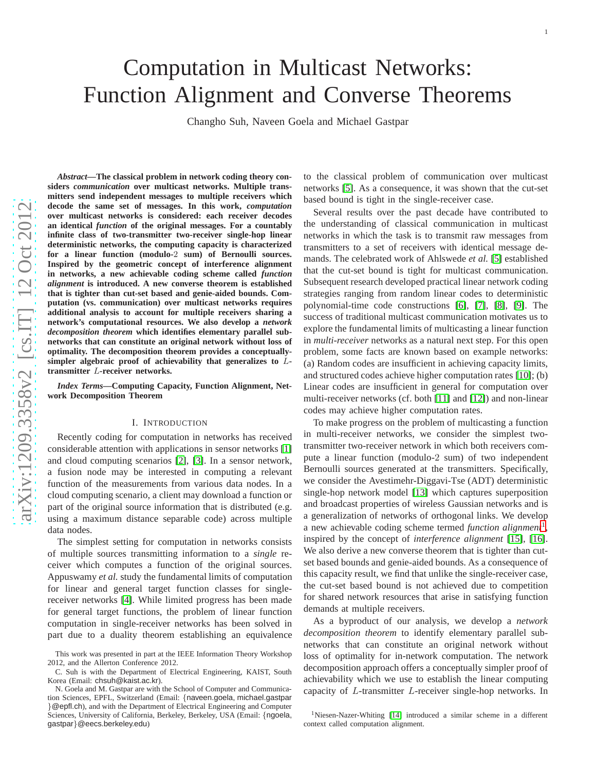# Computation in Multicast Networks: Function Alignment and Converse Theorems

Changho Suh, Naveen Goela and Michael Gastpar

***Abstract*—The classical problem in network coding theory considers *communication* over multicast networks. Multiple transmitters send independent messages to multiple receivers which decode the same set of messages. In this work, *computation* over multicast networks is considered: each receiver decodes an identical *function* of the original messages. For a countably infinite class of two-transmitter two-receiver single-hop linear deterministic networks, the computing capacity is characterized for a linear function (modulo-2 sum) of Bernoulli sources. Inspired by the geometric concept of interference alignment in networks, a new achievable coding scheme called *function alignment* is introduced. A new converse theorem is established that is tighter than cut-set based and genie-aided bounds. Computation (vs. communication) over multicast networks requires additional analysis to account for multiple receivers sharing a network's computational resources. We also develop a *network decomposition theorem* which identifies elementary parallel subnetworks that can constitute an original network without loss of optimality. The decomposition theorem provides a conceptually-simpler algebraic proof of achievability that generalizes to $L$-transmitter $L$-receiver networks.**

***Index Terms*—Computing Capacity, Function Alignment, Network Decomposition Theorem**

## I. Introduction

Recently coding for computation in networks has received considerable attention with applications in sensor networks [1] and cloud computing scenarios [2], [3]. In a sensor network, a fusion node may be interested in computing a relevant function of the measurements from various data nodes. In a cloud computing scenario, a client may download a function or part of the original source information that is distributed (e.g. using a maximum distance separable code) across multiple data nodes.

The simplest setting for computation in networks consists of multiple sources transmitting information to a *single* receiver which computes a function of the original sources. Appuswamy *et al.* study the fundamental limits of computation for linear and general target function classes for single-receiver networks [4]. While limited progress has been made for general target functions, the problem of linear function computation in single-receiver networks has been solved in part due to a duality theorem establishing an equivalence to the classical problem of communication over multicast networks [5]. As a consequence, it was shown that the cut-set based bound is tight in the single-receiver case.

Several results over the past decade have contributed to the understanding of classical communication in multicast networks in which the task is to transmit raw messages from transmitters to a set of receivers with identical message demands. The celebrated work of Ahlswede *et al.* [5] established that the cut-set bound is tight for multicast communication. Subsequent research developed practical linear network coding strategies ranging from random linear codes to deterministic polynomial-time code constructions [6], [7], [8], [9]. The success of traditional multicast communication motivates us to explore the fundamental limits of multicasting a linear function in *multi-receiver* networks as a natural next step. For this open problem, some facts are known based on example networks: (a) Random codes are insufficient in achieving capacity limits, and structured codes achieve higher computation rates [10]; (b) Linear codes are insufficient in general for computation over multi-receiver networks (cf. both [11] and [12]) and non-linear codes may achieve higher computation rates.

To make progress on the problem of multicasting a function in multi-receiver networks, we consider the simplest two-transmitter two-receiver network in which both receivers compute a linear function (modulo-2 sum) of two independent Bernoulli sources generated at the transmitters. Specifically, we consider the Avestimehr-Diggavi-Tse (ADT) deterministic single-hop network model [13] which captures superposition and broadcast properties of wireless Gaussian networks and is a generalization of networks of orthogonal links. We develop a new achievable coding scheme termed *function alignment*[1], inspired by the concept of *interference alignment* [15], [16]. We also derive a new converse theorem that is tighter than cut-set based bounds and genie-aided bounds. As a consequence of this capacity result, we find that unlike the single-receiver case, the cut-set based bound is not achieved due to competition for shared network resources that arise in satisfying function demands at multiple receivers.

As a byproduct of our analysis, we develop a *network decomposition theorem* to identify elementary parallel subnetworks that can constitute an original network without loss of optimality for in-network computation. The network decomposition approach offers a conceptually simpler proof of achievability which we use to establish the linear computing capacity of $L$-transmitter $L$-receiver single-hop networks. In

This work was presented in part at the IEEE Information Theory Workshop 2012, and the Allerton Conference 2012.

C. Suh is with the Department of Electrical Engineering, KAIST, South Korea (Email: chsuh@kaist.ac.kr).

N. Goela and M. Gastpar are with the School of Computer and Communication Sciences, EPFL, Switzerland (Email: {naveen.goela, michael.gastpar}@epfl.ch), and with the Department of Electrical Engineering and Computer Sciences, University of California, Berkeley, Berkeley, USA (Email: {ngoela, gastpar}@eecs.berkeley.edu)

[1] Niesen-Nazer-Whiting [14] introduced a similar scheme in a different context called computation alignment.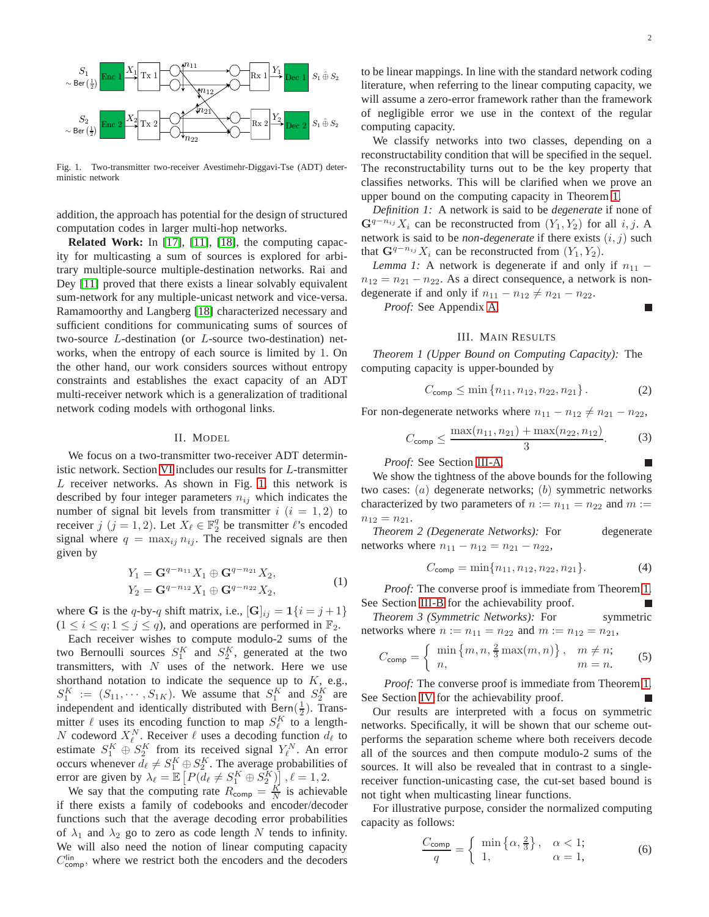Fig. 1. Two-transmitter two-receiver Avestimehr-Diggavi-Tse (ADT) deterministic network

addition, the approach has potential for the design of structured computation codes in larger multi-hop networks.

**Related Work:** In [17], [11], [18], the computing capacity for multicasting a sum of sources is explored for arbitrary multiple-source multiple-destination networks. Rai and Dey [11] proved that there exists a linear solvably equivalent sum-network for any multiple-unicast network and vice-versa. Ramamoorthy and Langberg [18] characterized necessary and sufficient conditions for communicating sums of sources of two-source $L$-destination (or $L$-source two-destination) networks, when the entropy of each source is limited by 1. On the other hand, our work considers sources without entropy constraints and establishes the exact capacity of an ADT multi-receiver network which is a generalization of traditional network coding models with orthogonal links.

## II. Model

We focus on a two-transmitter two-receiver ADT deterministic network. Section VI includes our results for $L$-transmitter $L$ receiver networks. As shown in Fig. 1, this network is described by four integer parameters $n_{ij}$ which indicates the number of signal bit levels from transmitter $i$ ($i = 1, 2$) to receiver $j$ ($j = 1, 2$). Let $X_\ell \in \mathbb{F}_2^q$ be transmitter $\ell$'s encoded signal where $q = \max_{ij} n_{ij}$. The received signals are then given by

$$
\begin{aligned}
Y_1 &= \mathbf{G}^{q-n_{11}} X_1 \oplus \mathbf{G}^{q-n_{21}} X_2, \\
Y_2 &= \mathbf{G}^{q-n_{12}} X_1 \oplus \mathbf{G}^{q-n_{22}} X_2,
\end{aligned} \tag{1}
$$

where $\mathbf{G}$ is the $q$-by-$q$ shift matrix, i.e., $[\mathbf{G}]_{ij} = \mathbf{1}\{i = j+1\}$ ($1 \le i \le q; 1 \le j \le q$), and operations are performed in $\mathbb{F}_2$.

Each receiver wishes to compute modulo-2 sums of the two Bernoulli sources $S_1^K$ and $S_2^K$, generated at the two transmitters, with $N$ uses of the network. Here we use shorthand notation to indicate the sequence up to $K$, e.g., $S_1^K := (S_{11}, \cdots, S_{1K})$. We assume that $S_1^K$ and $S_2^K$ are independent and identically distributed with $\mathsf{Bern}(\frac{1}{2})$. Transmitter $\ell$ uses its encoding function to map $S_\ell^K$ to a length-$N$ codeword $X_\ell^N$. Receiver $\ell$ uses a decoding function $d_\ell$ to estimate $S_1^K \oplus S_2^K$ from its received signal $Y_\ell^N$. An error occurs whenever $d_\ell \neq S_1^K \oplus S_2^K$. The average probabilities of error are given by $\lambda_\ell = \mathbb{E}\left[P(d_\ell \neq S_1^K \oplus S_2^K)\right], \ell = 1, 2$.

We say that the computing rate $R_{\mathsf{comp}} = \frac{K}{N}$ is achievable if there exists a family of codebooks and encoder/decoder functions such that the average decoding error probabilities of $\lambda_1$ and $\lambda_2$ go to zero as code length $N$ tends to infinity. We will also need the notion of linear computing capacity $C_{\mathsf{comp}}^{\mathsf{lin}}$, where we restrict both the encoders and the decoders to be linear mappings. In line with the standard network coding literature, when referring to the linear computing capacity, we will assume a zero-error framework rather than the framework of negligible error we use in the context of the regular computing capacity.

We classify networks into two classes, depending on a reconstructability condition that will be specified in the sequel. The reconstructability turns out to be the key property that classifies networks. This will be clarified when we prove an upper bound on the computing capacity in Theorem 1.

*Definition 1:* A network is said to be *degenerate* if none of $\mathbf{G}^{q-n_{ij}} X_i$ can be reconstructed from $(Y_1, Y_2)$ for all $i, j$. A network is said to be *non-degenerate* if there exists $(i, j)$ such that $\mathbf{G}^{q-n_{ij}} X_i$ can be reconstructed from $(Y_1, Y_2)$.

*Lemma 1:* A network is degenerate if and only if $n_{11} - n_{12} = n_{21} - n_{22}$. As a direct consequence, a network is non-degenerate if and only if $n_{11} - n_{12} \neq n_{21} - n_{22}$.

*Proof:* See Appendix A. ■

## III. Main Results

*Theorem 1 (Upper Bound on Computing Capacity):* The computing capacity is upper-bounded by

$$
C_{\mathsf{comp}} \le \min\{n_{11}, n_{12}, n_{22}, n_{21}\}. \tag{2}
$$

For non-degenerate networks where $n_{11} - n_{12} \neq n_{21} - n_{22}$,

$$
C_{\mathsf{comp}} \le \frac{\max(n_{11}, n_{21}) + \max(n_{22}, n_{12})}{3}. \tag{3}
$$

*Proof:* See Section III-A. ■

We show the tightness of the above bounds for the following two cases: $(a)$ degenerate networks; $(b)$ symmetric networks characterized by two parameters of $n := n_{11} = n_{22}$ and $m := n_{12} = n_{21}$.

*Theorem 2 (Degenerate Networks):* For degenerate networks where $n_{11} - n_{12} = n_{21} - n_{22}$,

$$
C_{\mathsf{comp}} = \min\{n_{11}, n_{12}, n_{22}, n_{21}\}. \tag{4}
$$

*Proof:* The converse proof is immediate from Theorem 1. See Section III-B for the achievability proof. ■

*Theorem 3 (Symmetric Networks):* For symmetric networks where $n := n_{11} = n_{22}$ and $m := n_{12} = n_{21}$,

$$
C_{\mathsf{comp}} = \begin{cases} \min\left\{m, n, \frac{2}{3}\max(m, n)\right\}, & m \neq n; \\ n, & m = n. \end{cases} \tag{5}
$$

*Proof:* The converse proof is immediate from Theorem 1. See Section IV for the achievability proof. ■

Our results are interpreted with a focus on symmetric networks. Specifically, it will be shown that our scheme outperforms the separation scheme where both receivers decode all of the sources and then compute modulo-2 sums of the sources. It will also be revealed that in contrast to a single-receiver function-unicasting case, the cut-set based bound is not tight when multicasting linear functions.

For illustrative purpose, consider the normalized computing capacity as follows:

$$
\frac{C_{\mathsf{comp}}}{q} = \begin{cases} \min\left\{\alpha, \frac{2}{3}\right\}, & \alpha < 1; \\ 1, & \alpha = 1, \end{cases} \tag{6}
$$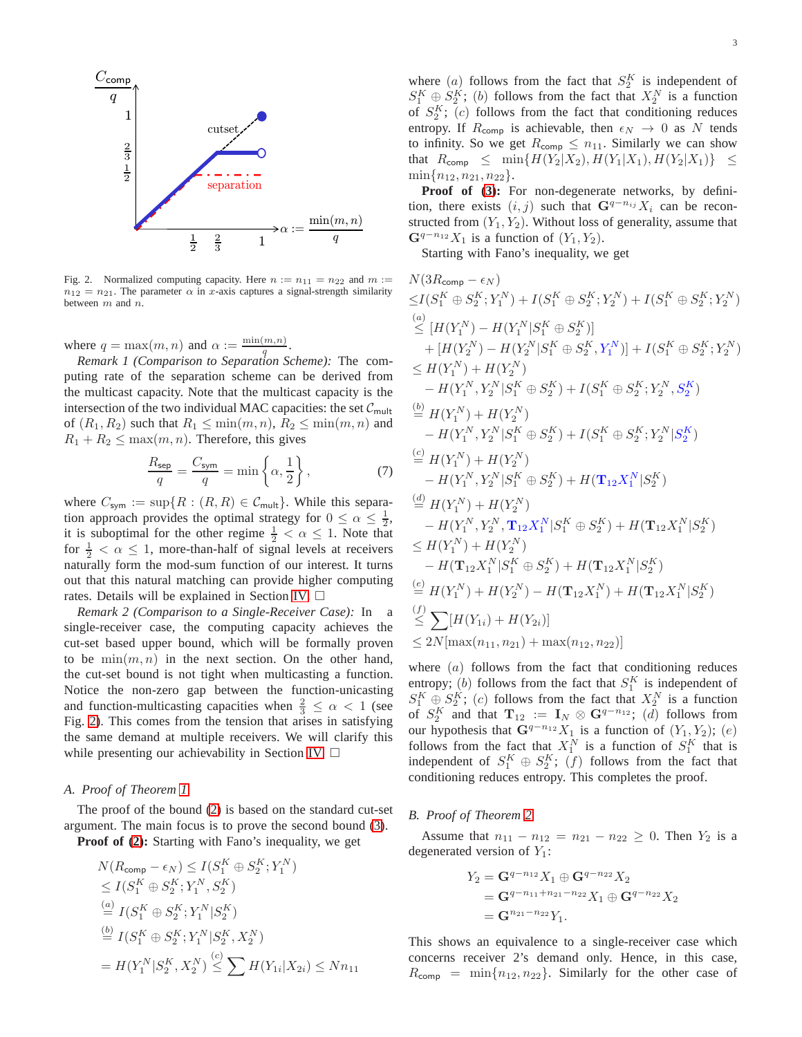Fig. 2. Normalized computing capacity. Here $n := n_{11} = n_{22}$ and $m := n_{12} = n_{21}$. The parameter $\alpha$ in $x$-axis captures a signal-strength similarity between $m$ and $n$.

where $q = \max(m, n)$ and $\alpha := \frac{\min(m,n)}{q}$.

*Remark 1 (Comparison to Separation Scheme):* The computing rate of the separation scheme can be derived from the multicast capacity. Note that the multicast capacity is the intersection of the two individual MAC capacities: the set $\mathcal{C}_{\sf mult}$ of $(R_1, R_2)$ such that $R_1 \leq \min(m, n)$, $R_2 \leq \min(m, n)$ and $R_1 + R_2 \leq \max(m, n)$. Therefore, this gives

$$\frac{R_{\sf sep}}{q} = \frac{C_{\sf sym}}{q} = \min\left\{\alpha, \frac{1}{2}\right\}, \tag{7}$$

where $C_{\sf sym} := \sup\{R : (R, R) \in \mathcal{C}_{\sf mult}\}$. While this separation approach provides the optimal strategy for $0 \leq \alpha \leq \frac{1}{2}$, it is suboptimal for the other regime $\frac{1}{2} < \alpha \leq 1$. Note that for $\frac{1}{2} < \alpha \leq 1$, more-than-half of signal levels at receivers naturally form the mod-sum function of our interest. It turns out that this natural matching can provide higher computing rates. Details will be explained in Section IV. $\square$

*Remark 2 (Comparison to a Single-Receiver Case):* In a single-receiver case, the computing capacity achieves the cut-set based upper bound, which will be formally proven to be $\min(m, n)$ in the next section. On the other hand, the cut-set bound is not tight when multicasting a function. Notice the non-zero gap between the function-unicasting and function-multicasting capacities when $\frac{2}{3} \leq \alpha < 1$ (see Fig. 2). This comes from the tension that arises in satisfying the same demand at multiple receivers. We will clarify this while presenting our achievability in Section IV. $\square$

### *A. Proof of Theorem 1*

The proof of the bound (2) is based on the standard cut-set argument. The main focus is to prove the second bound (3).

**Proof of (2):** Starting with Fano's inequality, we get

$$\begin{aligned}
N(R_{\sf comp} - \epsilon_N) &\leq I(S_1^K \oplus S_2^K; Y_1^N) \\
&\leq I(S_1^K \oplus S_2^K; Y_1^N, S_2^K) \\
&\overset{(a)}{=} I(S_1^K \oplus S_2^K; Y_1^N | S_2^K) \\
&\overset{(b)}{=} I(S_1^K \oplus S_2^K; Y_1^N | S_2^K, X_2^N) \\
&= H(Y_1^N | S_2^K, X_2^N) \overset{(c)}{\leq} \sum H(Y_{1i} | X_{2i}) \leq N n_{11}
\end{aligned}$$

where $(a)$ follows from the fact that $S_2^K$ is independent of $S_1^K \oplus S_2^K$; $(b)$ follows from the fact that $X_2^N$ is a function of $S_2^K$; $(c)$ follows from the fact that conditioning reduces entropy. If $R_{\sf comp}$ is achievable, then $\epsilon_N \to 0$ as $N$ tends to infinity. So we get $R_{\sf comp} \leq n_{11}$. Similarly we can show that $R_{\sf comp} \leq \min\{H(Y_2|X_2), H(Y_1|X_1), H(Y_2|X_1)\} \leq \min\{n_{12}, n_{21}, n_{22}\}$.

**Proof of (3):** For non-degenerate networks, by definition, there exists $(i, j)$ such that $\mathbf{G}^{q-n_{ij}} X_i$ can be reconstructed from $(Y_1, Y_2)$. Without loss of generality, assume that $\mathbf{G}^{q-n_{12}} X_1$ is a function of $(Y_1, Y_2)$.

Starting with Fano's inequality, we get

$$\begin{aligned}
&N(3R_{\sf comp} - \epsilon_N) \\
&\leq I(S_1^K \oplus S_2^K; Y_1^N) + I(S_1^K \oplus S_2^K; Y_2^N) + I(S_1^K \oplus S_2^K; Y_2^N) \\
&\overset{(a)}{\leq} [H(Y_1^N) - H(Y_1^N | S_1^K \oplus S_2^K)] \\
&\quad + [H(Y_2^N) - H(Y_2^N | S_1^K \oplus S_2^K, Y_1^N)] + I(S_1^K \oplus S_2^K; Y_2^N) \\
&\leq H(Y_1^N) + H(Y_2^N) \\
&\quad - H(Y_1^N, Y_2^N | S_1^K \oplus S_2^K) + I(S_1^K \oplus S_2^K; Y_2^N, S_2^K) \\
&\overset{(b)}{=} H(Y_1^N) + H(Y_2^N) \\
&\quad - H(Y_1^N, Y_2^N | S_1^K \oplus S_2^K) + I(S_1^K \oplus S_2^K; Y_2^N | S_2^K) \\
&\overset{(c)}{=} H(Y_1^N) + H(Y_2^N) \\
&\quad - H(Y_1^N, Y_2^N | S_1^K \oplus S_2^K) + H(\mathbf{T}_{12} X_1^N | S_2^K) \\
&\overset{(d)}{=} H(Y_1^N) + H(Y_2^N) \\
&\quad - H(Y_1^N, Y_2^N, \mathbf{T}_{12} X_1^N | S_1^K \oplus S_2^K) + H(\mathbf{T}_{12} X_1^N | S_2^K) \\
&\leq H(Y_1^N) + H(Y_2^N) \\
&\quad - H(\mathbf{T}_{12} X_1^N | S_1^K \oplus S_2^K) + H(\mathbf{T}_{12} X_1^N | S_2^K) \\
&\overset{(e)}{=} H(Y_1^N) + H(Y_2^N) - H(\mathbf{T}_{12} X_1^N) + H(\mathbf{T}_{12} X_1^N | S_2^K) \\
&\overset{(f)}{\leq} \sum [H(Y_{1i}) + H(Y_{2i})] \\
&\leq 2N[\max(n_{11}, n_{21}) + \max(n_{12}, n_{22})]
\end{aligned}$$

where $(a)$ follows from the fact that conditioning reduces entropy; $(b)$ follows from the fact that $S_2^K$ is independent of $S_1^K \oplus S_2^K$; $(c)$ follows from the fact that $X_2^N$ is a function of $S_2^K$ and that $\mathbf{T}_{12} := \mathbf{I}_N \otimes \mathbf{G}^{q-n_{12}}$; $(d)$ follows from our hypothesis that $\mathbf{G}^{q-n_{12}} X_1$ is a function of $(Y_1, Y_2)$; $(e)$ follows from the fact that $X_1^N$ is a function of $S_1^K$ that is independent of $S_1^K \oplus S_2^K$; $(f)$ follows from the fact that conditioning reduces entropy. This completes the proof.

### *B. Proof of Theorem 2*

Assume that $n_{11} - n_{12} = n_{21} - n_{22} \geq 0$. Then $Y_2$ is a degenerated version of $Y_1$:

$$\begin{aligned}
Y_2 &= \mathbf{G}^{q-n_{12}} X_1 \oplus \mathbf{G}^{q-n_{22}} X_2 \\
&= \mathbf{G}^{q-n_{11}+n_{21}-n_{22}} X_1 \oplus \mathbf{G}^{q-n_{22}} X_2 \\
&= \mathbf{G}^{n_{21}-n_{22}} Y_1.
\end{aligned}$$

This shows an equivalence to a single-receiver case which concerns receiver 2's demand only. Hence, in this case, $R_{\sf comp} = \min\{n_{12}, n_{22}\}$. Similarly for the other case of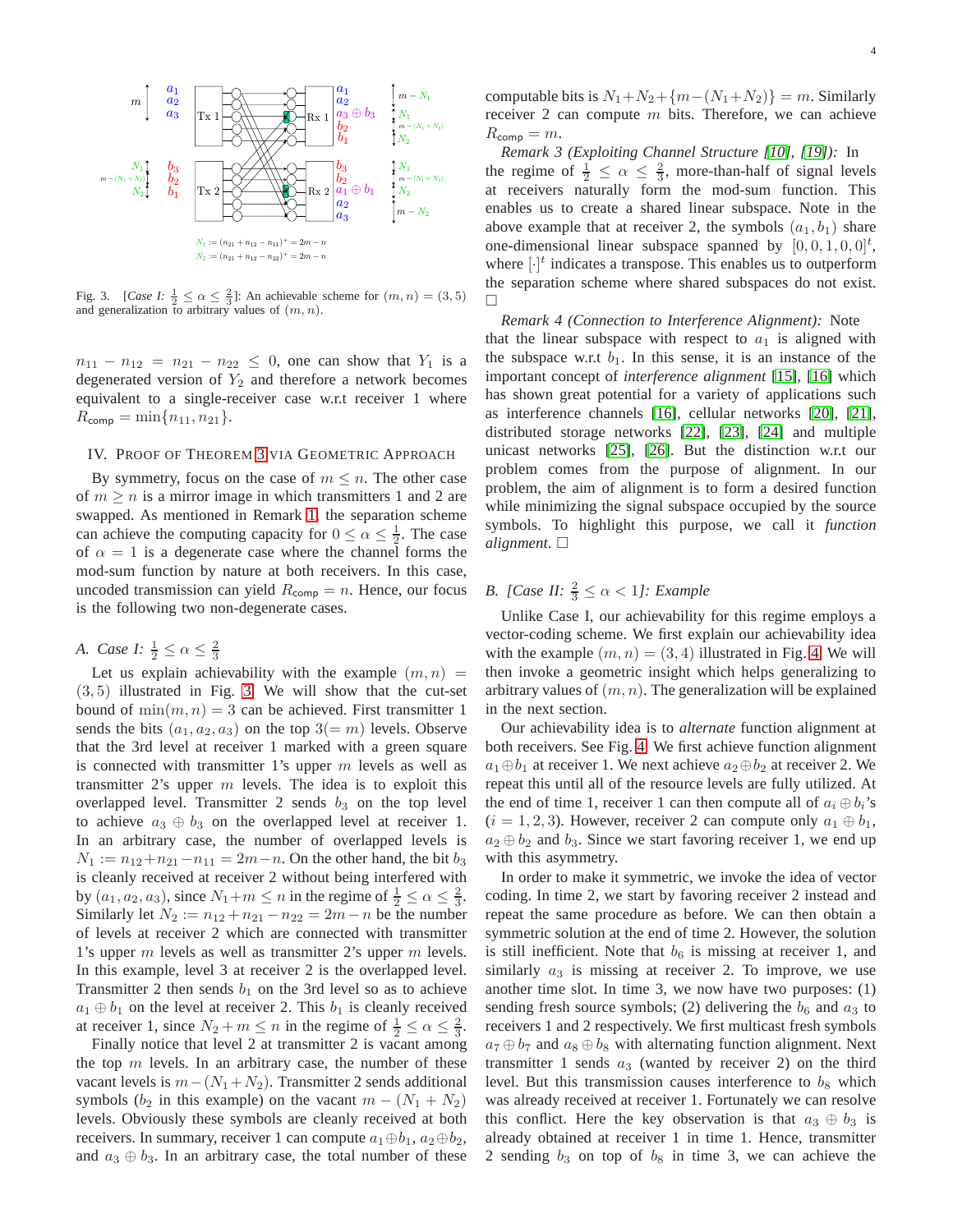Fig. 3. [*Case I:* $\frac{1}{2} \le \alpha \le \frac{2}{3}$]: An achievable scheme for $(m,n) = (3,5)$ and generalization to arbitrary values of $(m,n)$.

$n_{11} - n_{12} = n_{21} - n_{22} \le 0$, one can show that $Y_1$ is a degenerated version of $Y_2$ and therefore a network becomes equivalent to a single-receiver case w.r.t receiver 1 where $R_{\sf comp} = \min\{n_{11}, n_{21}\}$.

## IV. Proof of Theorem 3 via Geometric Approach

By symmetry, focus on the case of $m \le n$. The other case of $m \ge n$ is a mirror image in which transmitters 1 and 2 are swapped. As mentioned in Remark 1, the separation scheme can achieve the computing capacity for $0 \le \alpha \le \frac{1}{2}$. The case of $\alpha = 1$ is a degenerate case where the channel forms the mod-sum function by nature at both receivers. In this case, uncoded transmission can yield $R_{\sf comp} = n$. Hence, our focus is the following two non-degenerate cases.

### A. Case I: $\frac{1}{2} \le \alpha \le \frac{2}{3}$

Let us explain achievability with the example $(m,n) = (3,5)$ illustrated in Fig. 3. We will show that the cut-set bound of $\min(m,n) = 3$ can be achieved. First transmitter 1 sends the bits $(a_1, a_2, a_3)$ on the top $3 (= m)$ levels. Observe that the 3rd level at receiver 1 marked with a green square is connected with transmitter 1's upper $m$ levels as well as transmitter 2's upper $m$ levels. The idea is to exploit this overlapped level. Transmitter 2 sends $b_3$ on the top level to achieve $a_3 \oplus b_3$ on the overlapped level at receiver 1. In an arbitrary case, the number of overlapped levels is $N_1 := n_{12} + n_{21} - n_{11} = 2m - n$. On the other hand, the bit $b_3$ is cleanly received at receiver 2 without being interfered with by $(a_1, a_2, a_3)$, since $N_1 + m \le n$ in the regime of $\frac{1}{2} \le \alpha \le \frac{2}{3}$. Similarly let $N_2 := n_{12} + n_{21} - n_{22} = 2m - n$ be the number of levels at receiver 2 which are connected with transmitter 1's upper $m$ levels as well as transmitter 2's upper $m$ levels. In this example, level 3 at receiver 2 is the overlapped level. Transmitter 2 then sends $b_1$ on the 3rd level so as to achieve $a_1 \oplus b_1$ on the level at receiver 2. This $b_1$ is cleanly received at receiver 1, since $N_2 + m \le n$ in the regime of $\frac{1}{2} \le \alpha \le \frac{2}{3}$.

Finally notice that level 2 at transmitter 2 is vacant among the top $m$ levels. In an arbitrary case, the number of these vacant levels is $m - (N_1 + N_2)$. Transmitter 2 sends additional symbols ($b_2$ in this example) on the vacant $m - (N_1 + N_2)$ levels. Obviously these symbols are cleanly received at both receivers. In summary, receiver 1 can compute $a_1 \oplus b_1$, $a_2 \oplus b_2$, and $a_3 \oplus b_3$. In an arbitrary case, the total number of these computable bits is $N_1 + N_2 + \{m - (N_1 + N_2)\} = m$. Similarly receiver 2 can compute $m$ bits. Therefore, we can achieve $R_{\sf comp} = m$.

*Remark 3 (Exploiting Channel Structure [10], [19]):* In the regime of $\frac{1}{2} \le \alpha \le \frac{2}{3}$, more-than-half of signal levels at receivers naturally form the mod-sum function. This enables us to create a shared linear subspace. Note in the above example that at receiver 2, the symbols $(a_1, b_1)$ share one-dimensional linear subspace spanned by $[0,0,1,0,0]^t$, where $[\cdot]^t$ indicates a transpose. This enables us to outperform the separation scheme where shared subspaces do not exist. □

*Remark 4 (Connection to Interference Alignment):* Note that the linear subspace with respect to $a_1$ is aligned with the subspace w.r.t $b_1$. In this sense, it is an instance of the important concept of *interference alignment* [15], [16] which has shown great potential for a variety of applications such as interference channels [16], cellular networks [20], [21], distributed storage networks [22], [23], [24] and multiple unicast networks [25], [26]. But the distinction w.r.t our problem comes from the purpose of alignment. In our problem, the aim of alignment is to form a desired function while minimizing the signal subspace occupied by the source symbols. To highlight this purpose, we call it *function alignment*. □

### B. [Case II: $\frac{2}{3} \le \alpha < 1$]: Example

Unlike Case I, our achievability for this regime employs a vector-coding scheme. We first explain our achievability idea with the example $(m,n) = (3,4)$ illustrated in Fig. 4. We will then invoke a geometric insight which helps generalizing to arbitrary values of $(m,n)$. The generalization will be explained in the next section.

Our achievability idea is to *alternate* function alignment at both receivers. See Fig. 4. We first achieve function alignment $a_1 \oplus b_1$ at receiver 1. We next achieve $a_2 \oplus b_2$ at receiver 2. We repeat this until all of the resource levels are fully utilized. At the end of time 1, receiver 1 can then compute all of $a_i \oplus b_i$'s ($i = 1,2,3$). However, receiver 2 can compute only $a_1 \oplus b_1$, $a_2 \oplus b_2$ and $b_3$. Since we start favoring receiver 1, we end up with this asymmetry.

In order to make it symmetric, we invoke the idea of vector coding. In time 2, we start by favoring receiver 2 instead and repeat the same procedure as before. We can then obtain a symmetric solution at the end of time 2. However, the solution is still inefficient. Note that $b_6$ is missing at receiver 1, and similarly $a_3$ is missing at receiver 2. To improve, we use another time slot. In time 3, we now have two purposes: (1) sending fresh source symbols; (2) delivering the $b_6$ and $a_3$ to receivers 1 and 2 respectively. We first multicast fresh symbols $a_7 \oplus b_7$ and $a_8 \oplus b_8$ with alternating function alignment. Next transmitter 1 sends $a_3$ (wanted by receiver 2) on the third level. But this transmission causes interference to $b_8$ which was already received at receiver 1. Fortunately we can resolve this conflict. Here the key observation is that $a_3 \oplus b_3$ is already obtained at receiver 1 in time 1. Hence, transmitter 2 sending $b_3$ on top of $b_8$ in time 3, we can achieve the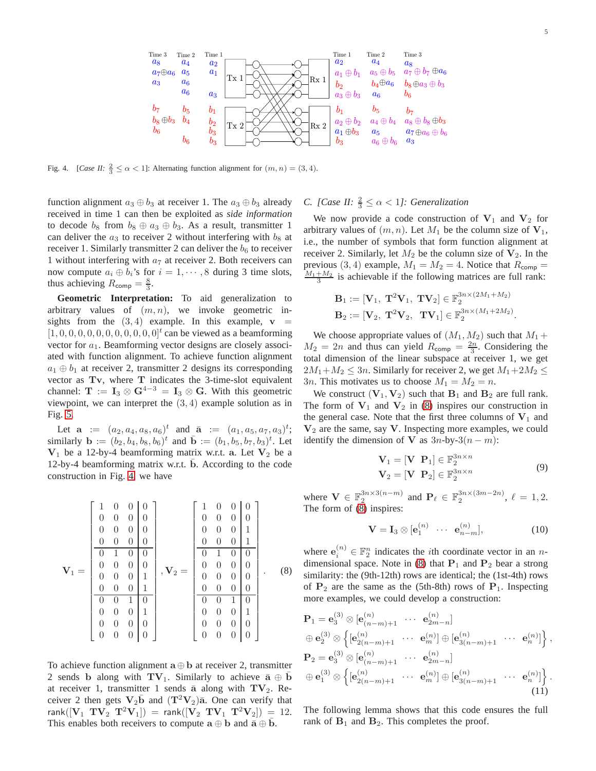Fig. 4. [*Case II:* $\frac{2}{3} \le \alpha < 1$]: Alternating function alignment for $(m, n) = (3, 4)$.

function alignment $a_3 \oplus b_3$ at receiver 1. The $a_3 \oplus b_3$ already received in time 1 can then be exploited as *side information* to decode $b_8$ from $b_8 \oplus a_3 \oplus b_3$. As a result, transmitter 1 can deliver the $a_3$ to receiver 2 without interfering with $b_8$ at receiver 1. Similarly transmitter 2 can deliver the $b_6$ to receiver 1 without interfering with $a_7$ at receiver 2. Both receivers can now compute $a_i \oplus b_i$'s for $i = 1, \cdots, 8$ during 3 time slots, thus achieving $R_{\sf comp} = \frac{8}{3}$.

**Geometric Interpretation:** To aid generalization to arbitrary values of $(m, n)$, we invoke geometric insights from the $(3, 4)$ example. In this example, $\mathbf{v} = [1, 0, 0, 0, 0, 0, 0, 0, 0, 0, 0, 0]^t$ can be viewed as a beamforming vector for $a_1$. Beamforming vector designs are closely associated with function alignment. To achieve function alignment $a_1 \oplus b_1$ at receiver 2, transmitter 2 designs its corresponding vector as $\mathbf{Tv}$, where $\mathbf{T}$ indicates the 3-time-slot equivalent channel: $\mathbf{T} := \mathbf{I}_3 \otimes \mathbf{G}^{4-3} = \mathbf{I}_3 \otimes \mathbf{G}$. With this geometric viewpoint, we can interpret the $(3, 4)$ example solution as in Fig. 5.

Let $\mathbf{a} := (a_2, a_4, a_8, a_6)^t$ and $\bar{\mathbf{a}} := (a_1, a_5, a_7, a_3)^t$; similarly $\mathbf{b} := (b_2, b_4, b_8, b_6)^t$ and $\bar{\mathbf{b}} := (b_1, b_5, b_7, b_3)^t$. Let $\mathbf{V}_1$ be a 12-by-4 beamforming matrix w.r.t. $\mathbf{a}$. Let $\mathbf{V}_2$ be a 12-by-4 beamforming matrix w.r.t. $\bar{\mathbf{b}}$. According to the code construction in Fig. 4, we have

$$
\mathbf{V}_1 = \left[\begin{array}{ccc|c}
1 & 0 & 0 & 0 \\
0 & 0 & 0 & 0 \\
0 & 0 & 0 & 0 \\
0 & 0 & 0 & 0 \\
\hline
0 & 1 & 0 & 0 \\
0 & 0 & 0 & 0 \\
0 & 0 & 0 & 1 \\
0 & 0 & 0 & 1 \\
\hline
0 & 0 & 1 & 0 \\
0 & 0 & 0 & 1 \\
0 & 0 & 0 & 0 \\
0 & 0 & 0 & 0
\end{array}\right], \mathbf{V}_2 = \left[\begin{array}{ccc|c}
1 & 0 & 0 & 0 \\
0 & 0 & 0 & 0 \\
0 & 0 & 0 & 1 \\
0 & 0 & 0 & 1 \\
\hline
0 & 1 & 0 & 0 \\
0 & 0 & 0 & 0 \\
0 & 0 & 0 & 0 \\
0 & 0 & 0 & 0 \\
\hline
0 & 0 & 1 & 0 \\
0 & 0 & 0 & 1 \\
0 & 0 & 0 & 0 \\
0 & 0 & 0 & 0
\end{array}\right]. \quad (8)
$$

To achieve function alignment $\mathbf{a} \oplus \mathbf{b}$ at receiver 2, transmitter 2 sends $\mathbf{b}$ along with $\mathbf{TV}_1$. Similarly to achieve $\bar{\mathbf{a}} \oplus \bar{\mathbf{b}}$ at receiver 1, transmitter 1 sends $\bar{\mathbf{a}}$ along with $\mathbf{TV}_2$. Receiver 2 then gets $\mathbf{V}_2 \bar{\mathbf{b}}$ and $(\mathbf{T}^2 \mathbf{V}_2)\bar{\mathbf{a}}$. One can verify that $\text{rank}([\mathbf{V}_1 \;\; \mathbf{TV}_2 \;\; \mathbf{T}^2\mathbf{V}_1]) = \text{rank}([\mathbf{V}_2 \;\; \mathbf{TV}_1 \;\; \mathbf{T}^2\mathbf{V}_2]) = 12$. This enables both receivers to compute $\mathbf{a} \oplus \mathbf{b}$ and $\bar{\mathbf{a}} \oplus \bar{\mathbf{b}}$.

### C. [*Case II:* $\frac{2}{3} \le \alpha < 1$]: *Generalization*

We now provide a code construction of $\mathbf{V}_1$ and $\mathbf{V}_2$ for arbitrary values of $(m, n)$. Let $M_1$ be the column size of $\mathbf{V}_1$, i.e., the number of symbols that form function alignment at receiver 2. Similarly, let $M_2$ be the column size of $\mathbf{V}_2$. In the previous $(3, 4)$ example, $M_1 = M_2 = 4$. Notice that $R_{\sf comp} = \frac{M_1 + M_2}{3}$ is achievable if the following matrices are full rank:

$$
\begin{aligned}
\mathbf{B}_1 &:= [\mathbf{V}_1, \; \mathbf{T}^2\mathbf{V}_1, \; \mathbf{TV}_2] \in \mathbb{F}_2^{3n \times (2M_1 + M_2)} \\
\mathbf{B}_2 &:= [\mathbf{V}_2, \; \mathbf{T}^2\mathbf{V}_2, \; \mathbf{TV}_1] \in \mathbb{F}_2^{3n \times (M_1 + 2M_2)}.
\end{aligned}
$$

We choose appropriate values of $(M_1, M_2)$ such that $M_1 + M_2 = 2n$ and thus can yield $R_{\sf comp} = \frac{2n}{3}$. Considering the total dimension of the linear subspace at receiver 1, we get $2M_1 + M_2 \le 3n$. Similarly for receiver 2, we get $M_1 + 2M_2 \le 3n$. This motivates us to choose $M_1 = M_2 = n$.

We construct $(\mathbf{V}_1, \mathbf{V}_2)$ such that $\mathbf{B}_1$ and $\mathbf{B}_2$ are full rank. The form of $\mathbf{V}_1$ and $\mathbf{V}_2$ in (8) inspires our construction in the general case. Note that the first three columns of $\mathbf{V}_1$ and $\mathbf{V}_2$ are the same, say $\mathbf{V}$. Inspecting more examples, we could identify the dimension of $\mathbf{V}$ as $3n$-by-$3(n - m)$:

$$
\begin{aligned}
\mathbf{V}_1 &= [\mathbf{V} \;\; \mathbf{P}_1] \in \mathbb{F}_2^{3n \times n} \\
\mathbf{V}_2 &= [\mathbf{V} \;\; \mathbf{P}_2] \in \mathbb{F}_2^{3n \times n}
\end{aligned} \quad (9)
$$

where $\mathbf{V} \in \mathbb{F}_2^{3n \times 3(n-m)}$ and $\mathbf{P}_\ell \in \mathbb{F}_2^{3n \times (3m - 2n)}$, $\ell = 1, 2$. The form of (8) inspires:

$$
\mathbf{V} = \mathbf{I}_3 \otimes [\mathbf{e}_1^{(n)} \;\; \cdots \;\; \mathbf{e}_{n-m}^{(n)}], \quad (10)
$$

where $\mathbf{e}_i^{(n)} \in \mathbb{F}_2^n$ indicates the $i$th coordinate vector in an $n$-dimensional space. Note in (8) that $\mathbf{P}_1$ and $\mathbf{P}_2$ bear a strong similarity: the (9th-12th) rows are identical; the (1st-4th) rows of $\mathbf{P}_2$ are the same as the (5th-8th) rows of $\mathbf{P}_1$. Inspecting more examples, we could develop a construction:

$$
\begin{aligned}
\mathbf{P}_1 &= \mathbf{e}_3^{(3)} \otimes [\mathbf{e}_{(n-m)+1}^{(n)} \;\; \cdots \;\; \mathbf{e}_{2m-n}^{(n)}] \\
&\oplus \mathbf{e}_2^{(3)} \otimes \left\{ [\mathbf{e}_{2(n-m)+1}^{(n)} \;\; \cdots \;\; \mathbf{e}_m^{(n)}] \oplus [\mathbf{e}_{3(n-m)+1}^{(n)} \;\; \cdots \;\; \mathbf{e}_n^{(n)}] \right\}, \\
\mathbf{P}_2 &= \mathbf{e}_3^{(3)} \otimes [\mathbf{e}_{(n-m)+1}^{(n)} \;\; \cdots \;\; \mathbf{e}_{2m-n}^{(n)}] \\
&\oplus \mathbf{e}_1^{(3)} \otimes \left\{ [\mathbf{e}_{2(n-m)+1}^{(n)} \;\; \cdots \;\; \mathbf{e}_m^{(n)}] \oplus [\mathbf{e}_{3(n-m)+1}^{(n)} \;\; \cdots \;\; \mathbf{e}_n^{(n)}] \right\}.
\end{aligned} \quad (11)
$$

The following lemma shows that this code ensures the full rank of $\mathbf{B}_1$ and $\mathbf{B}_2$. This completes the proof.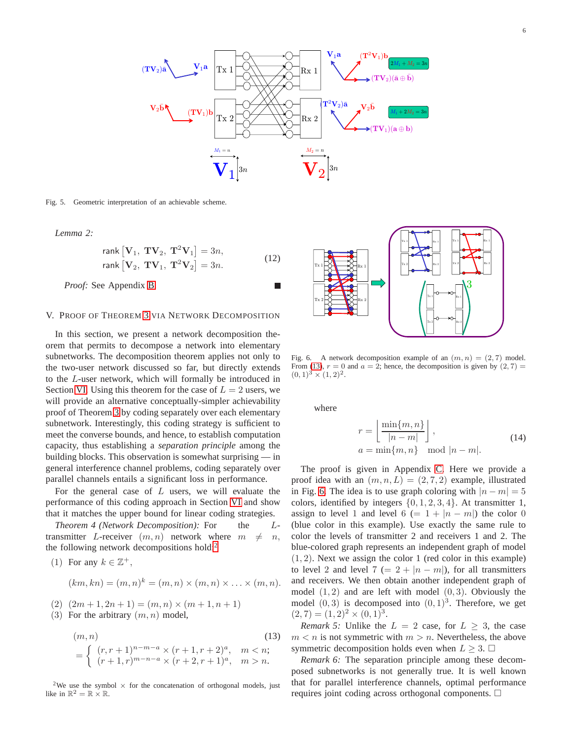Fig. 5. Geometric interpretation of an achievable scheme.

*Lemma 2:*

$$\text{rank}\left[\mathbf{V}_1,\ \mathbf{T}\mathbf{V}_2,\ \mathbf{T}^2\mathbf{V}_1\right] = 3n,$$
$$\text{rank}\left[\mathbf{V}_2,\ \mathbf{T}\mathbf{V}_1,\ \mathbf{T}^2\mathbf{V}_2\right] = 3n. \tag{12}$$

*Proof:* See Appendix B. ■

## V. Proof of Theorem 3 via Network Decomposition

In this section, we present a network decomposition theorem that permits to decompose a network into elementary subnetworks. The decomposition theorem applies not only to the two-user network discussed so far, but directly extends to the $L$-user network, which will formally be introduced in Section VI. Using this theorem for the case of $L = 2$ users, we will provide an alternative conceptually-simpler achievability proof of Theorem 3 by coding separately over each elementary subnetwork. Interestingly, this coding strategy is sufficient to meet the converse bounds, and hence, to establish computation capacity, thus establishing a *separation principle* among the building blocks. This observation is somewhat surprising — in general interference channel problems, coding separately over parallel channels entails a significant loss in performance.

For the general case of $L$ users, we will evaluate the performance of this coding approach in Section VI and show that it matches the upper bound for linear coding strategies.

*Theorem 4 (Network Decomposition):* For the $L$-transmitter $L$-receiver $(m, n)$ network where $m \neq n$, the following network decompositions hold:[2]

(1) For any $k \in \mathbb{Z}^+$,

$$(km, kn) = (m, n)^k = (m, n) \times (m, n) \times \ldots \times (m, n).$$

(2) $(2m + 1, 2n + 1) = (m, n) \times (m + 1, n + 1)$

(3) For the arbitrary $(m, n)$ model,

$$(m, n) = \begin{cases} (r, r+1)^{n-m-a} \times (r+1, r+2)^a, & m < n; \\ (r+1, r)^{m-n-a} \times (r+2, r+1)^a, & m > n. \end{cases} \tag{13}$$

[2] We use the symbol $\times$ for the concatenation of orthogonal models, just like in $\mathbb{R}^2 = \mathbb{R} \times \mathbb{R}$.

Fig. 6. A network decomposition example of an $(m, n) = (2, 7)$ model. From (13), $r = 0$ and $a = 2$; hence, the decomposition is given by $(2, 7) = (0, 1)^3 \times (1, 2)^2$.

where

$$r = \left\lfloor \frac{\min\{m, n\}}{|n - m|} \right\rfloor,$$
$$a = \min\{m, n\} \mod |n - m|. \tag{14}$$

The proof is given in Appendix C. Here we provide a proof idea with an $(m, n, L) = (2, 7, 2)$ example, illustrated in Fig. 6. The idea is to use graph coloring with $|n - m| = 5$ colors, identified by integers $\{0, 1, 2, 3, 4\}$. At transmitter 1, assign to level 1 and level 6 $(= 1 + |n - m|)$ the color 0 (blue color in this example). Use exactly the same rule to color the levels of transmitter 2 and receivers 1 and 2. The blue-colored graph represents an independent graph of model $(1, 2)$. Next we assign the color 1 (red color in this example) to level 2 and level 7 $(= 2 + |n - m|)$, for all transmitters and receivers. We then obtain another independent graph of model $(1, 2)$ and are left with model $(0, 3)$. Obviously the model $(0, 3)$ is decomposed into $(0, 1)^3$. Therefore, we get $(2, 7) = (1, 2)^2 \times (0, 1)^3$.

*Remark 5:* Unlike the $L = 2$ case, for $L \geq 3$, the case $m < n$ is not symmetric with $m > n$. Nevertheless, the above symmetric decomposition holds even when $L \geq 3$. □

*Remark 6:* The separation principle among these decomposed subnetworks is not generally true. It is well known that for parallel interference channels, optimal performance requires joint coding across orthogonal components. □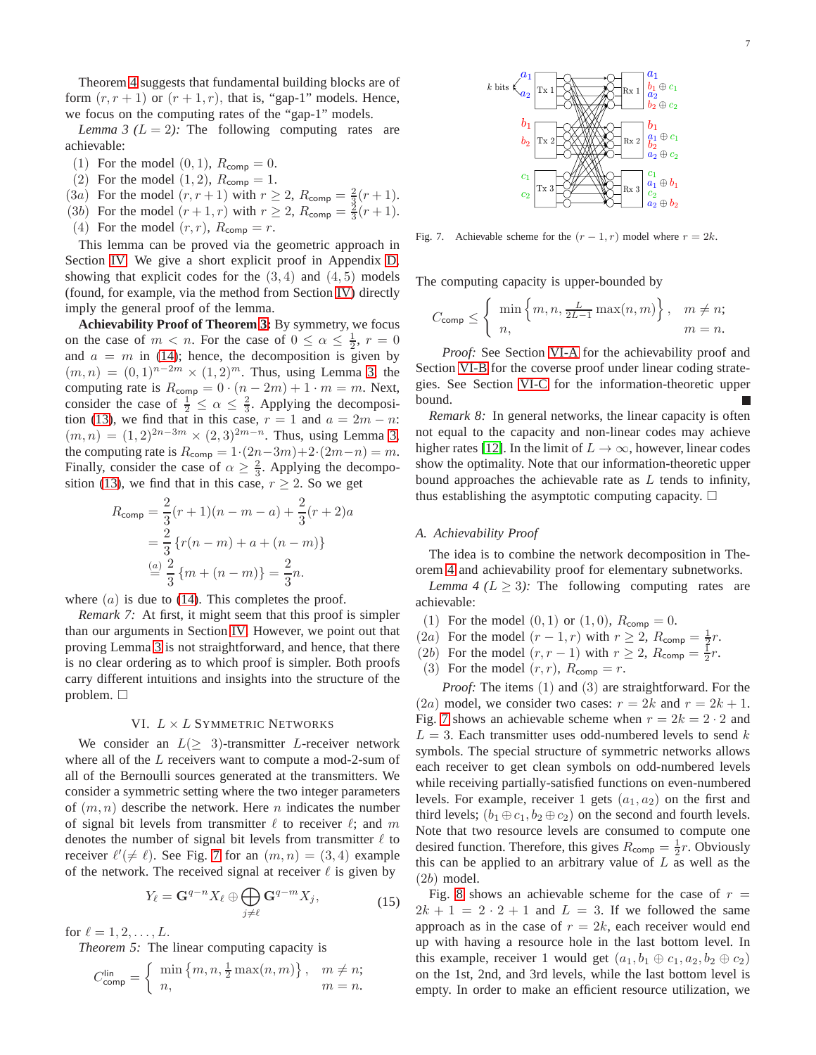Theorem 4 suggests that fundamental building blocks are of form $(r, r+1)$ or $(r+1, r)$, that is, "gap-1" models. Hence, we focus on the computing rates of the "gap-1" models.

*Lemma 3 ($L=2$):* The following computing rates are achievable:

(1) For the model $(0,1)$, $R_{\text{comp}} = 0$.
(2) For the model $(1,2)$, $R_{\text{comp}} = 1$.
(3a) For the model $(r, r+1)$ with $r \geq 2$, $R_{\text{comp}} = \frac{2}{3}(r+1)$.
(3b) For the model $(r+1, r)$ with $r \geq 2$, $R_{\text{comp}} = \frac{2}{3}(r+1)$.
(4) For the model $(r, r)$, $R_{\text{comp}} = r$.

This lemma can be proved via the geometric approach in Section IV. We give a short explicit proof in Appendix D, showing that explicit codes for the $(3,4)$ and $(4,5)$ models (found, for example, via the method from Section IV) directly imply the general proof of the lemma.

**Achievability Proof of Theorem 3:** By symmetry, we focus on the case of $m < n$. For the case of $0 \leq \alpha \leq \frac{1}{2}$, $r = 0$ and $a = m$ in (14); hence, the decomposition is given by $(m,n) = (0,1)^{n-2m} \times (1,2)^m$. Thus, using Lemma 3, the computing rate is $R_{\text{comp}} = 0 \cdot (n-2m) + 1 \cdot m = m$. Next, consider the case of $\frac{1}{2} \leq \alpha \leq \frac{2}{3}$. Applying the decomposition (13), we find that in this case, $r = 1$ and $a = 2m - n$: $(m,n) = (1,2)^{2n-3m} \times (2,3)^{2m-n}$. Thus, using Lemma 3, the computing rate is $R_{\text{comp}} = 1 \cdot (2n-3m) + 2 \cdot (2m-n) = m$. Finally, consider the case of $\alpha \geq \frac{2}{3}$. Applying the decomposition (13), we find that in this case, $r \geq 2$. So we get

$$
\begin{aligned}
R_{\text{comp}} &= \frac{2}{3}(r+1)(n-m-a) + \frac{2}{3}(r+2)a \\
&= \frac{2}{3}\left\{ r(n-m) + a + (n-m) \right\} \\
&\overset{(a)}{=} \frac{2}{3}\left\{ m + (n-m) \right\} = \frac{2}{3}n.
\end{aligned}
$$

where $(a)$ is due to (14). This completes the proof.

*Remark 7:* At first, it might seem that this proof is simpler than our arguments in Section IV. However, we point out that proving Lemma 3 is not straightforward, and hence, that there is no clear ordering as to which proof is simpler. Both proofs carry different intuitions and insights into the structure of the problem. □

## VI. $L \times L$ Symmetric Networks

We consider an $L(\geq 3)$-transmitter $L$-receiver network where all of the $L$ receivers want to compute a mod-2-sum of all of the Bernoulli sources generated at the transmitters. We consider a symmetric setting where the two integer parameters of $(m,n)$ describe the network. Here $n$ indicates the number of signal bit levels from transmitter $\ell$ to receiver $\ell$; and $m$ denotes the number of signal bit levels from transmitter $\ell$ to receiver $\ell'(\neq \ell)$. See Fig. 7 for an $(m,n) = (3,4)$ example of the network. The received signal at receiver $\ell$ is given by

$$
Y_\ell = \mathbf{G}^{q-n} X_\ell \oplus \bigoplus_{j \neq \ell} \mathbf{G}^{q-m} X_j, \tag{15}
$$

for $\ell = 1, 2, \ldots, L$.

*Theorem 5:* The linear computing capacity is

$$
C_{\text{comp}}^{\text{lin}} = \begin{cases} \min\left\{ m, n, \frac{1}{2}\max(n,m) \right\}, & m \neq n; \\ n, & m = n. \end{cases}
$$

Fig. 7. Achievable scheme for the $(r-1, r)$ model where $r = 2k$.

The computing capacity is upper-bounded by

$$
C_{\text{comp}} \leq \begin{cases} \min\left\{ m, n, \frac{L}{2L-1}\max(n,m) \right\}, & m \neq n; \\ n, & m = n. \end{cases}
$$

*Proof:* See Section VI-A for the achievability proof and Section VI-B for the coverse proof under linear coding strategies. See Section VI-C for the information-theoretic upper bound. ■

*Remark 8:* In general networks, the linear capacity is often not equal to the capacity and non-linear codes may achieve higher rates [12]. In the limit of $L \to \infty$, however, linear codes show the optimality. Note that our information-theoretic upper bound approaches the achievable rate as $L$ tends to infinity, thus establishing the asymptotic computing capacity. □

### A. Achievability Proof

The idea is to combine the network decomposition in Theorem 4 and achievability proof for elementary subnetworks.

*Lemma 4 ($L \geq 3$):* The following computing rates are achievable:

(1) For the model $(0,1)$ or $(1,0)$, $R_{\text{comp}} = 0$.
(2a) For the model $(r-1, r)$ with $r \geq 2$, $R_{\text{comp}} = \frac{1}{2}r$.
(2b) For the model $(r, r-1)$ with $r \geq 2$, $R_{\text{comp}} = \frac{1}{2}r$.
(3) For the model $(r, r)$, $R_{\text{comp}} = r$.

*Proof:* The items (1) and (3) are straightforward. For the (2a) model, we consider two cases: $r = 2k$ and $r = 2k+1$. Fig. 7 shows an achievable scheme when $r = 2k = 2 \cdot 2$ and $L = 3$. Each transmitter uses odd-numbered levels to send $k$ symbols. The special structure of symmetric networks allows each receiver to get clean symbols on odd-numbered levels while receiving partially-satisfied functions on even-numbered levels. For example, receiver 1 gets $(a_1, a_2)$ on the first and third levels; $(b_1 \oplus c_1, b_2 \oplus c_2)$ on the second and fourth levels. Note that two resource levels are consumed to compute one desired function. Therefore, this gives $R_{\text{comp}} = \frac{1}{2}r$. Obviously this can be applied to an arbitrary value of $L$ as well as the (2b) model.

Fig. 8 shows an achievable scheme for the case of $r = 2k+1 = 2 \cdot 2 + 1$ and $L = 3$. If we followed the same approach as in the case of $r = 2k$, each receiver would end up with having a resource hole in the last bottom level. In this example, receiver 1 would get $(a_1, b_1 \oplus c_1, a_2, b_2 \oplus c_2)$ on the 1st, 2nd, and 3rd levels, while the last bottom level is empty. In order to make an efficient resource utilization, we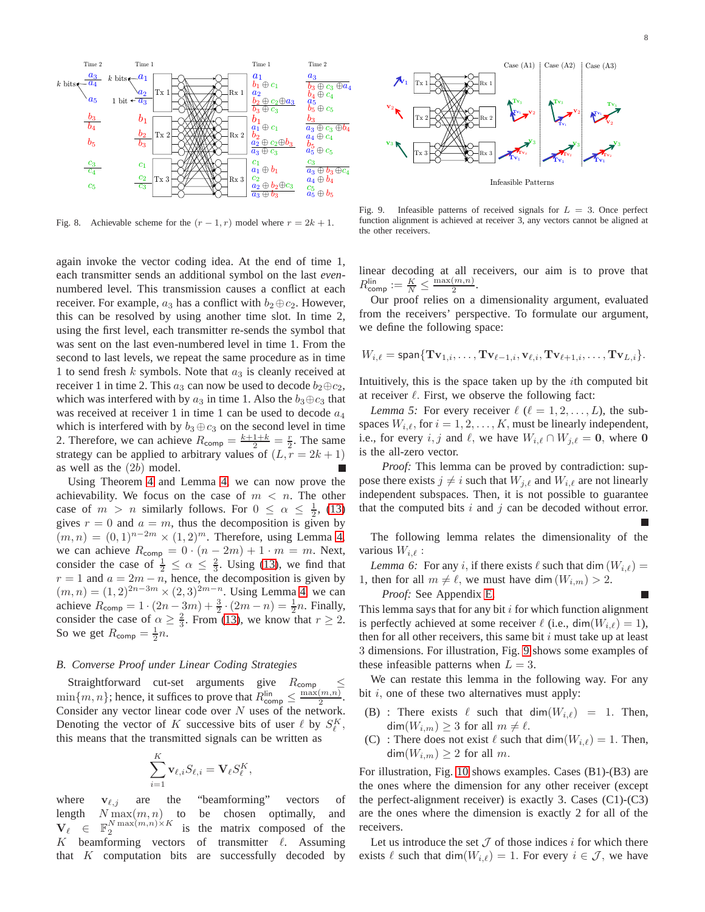Fig. 8. Achievable scheme for the $(r-1, r)$ model where $r = 2k+1$.

Fig. 9. Infeasible patterns of received signals for $L = 3$. Once perfect function alignment is achieved at receiver 3, any vectors cannot be aligned at the other receivers.

again invoke the vector coding idea. At the end of time 1, each transmitter sends an additional symbol on the last *even*-numbered level. This transmission causes a conflict at each receiver. For example, $a_3$ has a conflict with $b_2 \oplus c_2$. However, this can be resolved by using another time slot. In time 2, using the first level, each transmitter re-sends the symbol that was sent on the last even-numbered level in time 1. From the second to last levels, we repeat the same procedure as in time 1 to send fresh $k$ symbols. Note that $a_3$ is cleanly received at receiver 1 in time 2. This $a_3$ can now be used to decode $b_2 \oplus c_2$, which was interfered with by $a_3$ in time 1. Also the $b_3 \oplus c_3$ that was received at receiver 1 in time 1 can be used to decode $a_4$ which is interfered with by $b_3 \oplus c_3$ on the second level in time 2. Therefore, we can achieve $R_{\text{comp}} = \frac{k+1+k}{2} = \frac{r}{2}$. The same strategy can be applied to arbitrary values of $(L, r = 2k+1)$ as well as the $(2b)$ model. ∎

Using Theorem 4 and Lemma 4, we can now prove the achievability. We focus on the case of $m < n$. The other case of $m > n$ similarly follows. For $0 \le \alpha \le \frac{1}{2}$, (13) gives $r = 0$ and $a = m$, thus the decomposition is given by $(m, n) = (0, 1)^{n-2m} \times (1, 2)^m$. Therefore, using Lemma 4, we can achieve $R_{\text{comp}} = 0 \cdot (n - 2m) + 1 \cdot m = m$. Next, consider the case of $\frac{1}{2} \le \alpha \le \frac{2}{3}$. Using (13), we find that $r = 1$ and $a = 2m - n$, hence, the decomposition is given by $(m, n) = (1, 2)^{2n-3m} \times (2, 3)^{2m-n}$. Using Lemma 4, we can achieve $R_{\text{comp}} = 1 \cdot (2n - 3m) + \frac{3}{2} \cdot (2m - n) = \frac{1}{2} n$. Finally, consider the case of $\alpha \ge \frac{2}{3}$. From (13), we know that $r \ge 2$. So we get $R_{\text{comp}} = \frac{1}{2} n$.

### B. Converse Proof under Linear Coding Strategies

Straightforward cut-set arguments give $R_{\text{comp}} \le \min\{m, n\}$; hence, it suffices to prove that $R^{\text{lin}}_{\text{comp}} \le \frac{\max(m,n)}{2}$. Consider any vector linear code over $N$ uses of the network. Denoting the vector of $K$ successive bits of user $\ell$ by $S_\ell^K$, this means that the transmitted signals can be written as

$$\sum_{i=1}^{K} \mathbf{v}_{\ell,i} S_{\ell,i} = \mathbf{V}_\ell S_\ell^K,$$

where $\mathbf{v}_{\ell,j}$ are the "beamforming" vectors of length $N \max(m,n)$ to be chosen optimally, and $\mathbf{V}_\ell \in \mathbb{F}_2^{N \max(m,n) \times K}$ is the matrix composed of the $K$ beamforming vectors of transmitter $\ell$. Assuming that $K$ computation bits are successfully decoded by linear decoding at all receivers, our aim is to prove that $R^{\text{lin}}_{\text{comp}} := \frac{K}{N} \le \frac{\max(m,n)}{2}$.

Our proof relies on a dimensionality argument, evaluated from the receivers' perspective. To formulate our argument, we define the following space:

$$W_{i,\ell} = \text{span}\{\mathbf{T}\mathbf{v}_{1,i}, \ldots, \mathbf{T}\mathbf{v}_{\ell-1,i}, \mathbf{v}_{\ell,i}, \mathbf{T}\mathbf{v}_{\ell+1,i}, \ldots, \mathbf{T}\mathbf{v}_{L,i}\}.$$

Intuitively, this is the space taken up by the $i$th computed bit at receiver $\ell$. First, we observe the following fact:

*Lemma 5:* For every receiver $\ell$ ($\ell = 1, 2, \ldots, L$), the subspaces $W_{i,\ell}$, for $i = 1, 2, \ldots, K$, must be linearly independent, i.e., for every $i, j$ and $\ell$, we have $W_{i,\ell} \cap W_{j,\ell} = \mathbf{0}$, where $\mathbf{0}$ is the all-zero vector.

*Proof:* This lemma can be proved by contradiction: suppose there exists $j \neq i$ such that $W_{j,\ell}$ and $W_{i,\ell}$ are not linearly independent subspaces. Then, it is not possible to guarantee that the computed bits $i$ and $j$ can be decoded without error. ∎

The following lemma relates the dimensionality of the various $W_{i,\ell}$ :

*Lemma 6:* For any $i$, if there exists $\ell$ such that $\dim(W_{i,\ell}) = 1$, then for all $m \neq \ell$, we must have $\dim(W_{i,m}) > 2$.

*Proof:* See Appendix E. ∎

This lemma says that for any bit $i$ for which function alignment is perfectly achieved at some receiver $\ell$ (i.e., $\dim(W_{i,\ell}) = 1$), then for all other receivers, this same bit $i$ must take up at least 3 dimensions. For illustration, Fig. 9 shows some examples of these infeasible patterns when $L = 3$.

We can restate this lemma in the following way. For any bit $i$, one of these two alternatives must apply:

- (B) : There exists $\ell$ such that $\dim(W_{i,\ell}) = 1$. Then, $\dim(W_{i,m}) \ge 3$ for all $m \neq \ell$.
- (C) : There does not exist $\ell$ such that $\dim(W_{i,\ell}) = 1$. Then, $\dim(W_{i,m}) \ge 2$ for all $m$.

For illustration, Fig. 10 shows examples. Cases (B1)-(B3) are the ones where the dimension for any other receiver (except the perfect-alignment receiver) is exactly 3. Cases (C1)-(C3) are the ones where the dimension is exactly 2 for all of the receivers.

Let us introduce the set $\mathcal{J}$ of those indices $i$ for which there exists $\ell$ such that $\dim(W_{i,\ell}) = 1$. For every $i \in \mathcal{J}$, we have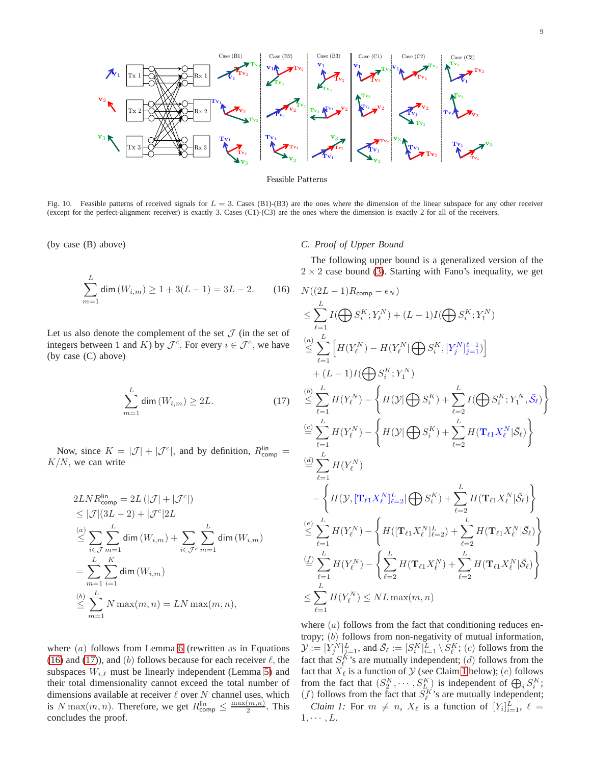Feasible Patterns

Fig. 10. Feasible patterns of received signals for $L = 3$. Cases (B1)-(B3) are the ones where the dimension of the linear subspace for any other receiver (except for the perfect-alignment receiver) is exactly 3. Cases (C1)-(C3) are the ones where the dimension is exactly 2 for all of the receivers.

(by case (B) above)

$$\sum_{m=1}^{L} \mathsf{dim}\,(W_{i,m}) \geq 1 + 3(L-1) = 3L - 2. \tag{16}$$

Let us also denote the complement of the set $\mathcal{J}$ (in the set of integers between 1 and $K$) by $\mathcal{J}^c$. For every $i \in \mathcal{J}^c$, we have (by case (C) above)

$$\sum_{m=1}^{L} \mathsf{dim}\,(W_{i,m}) \geq 2L. \tag{17}$$

Now, since $K = |\mathcal{J}| + |\mathcal{J}^c|$, and by definition, $R_{\mathsf{comp}}^{\mathsf{lin}} = K/N$, we can write

$$\begin{aligned}
2LNR_{\mathsf{comp}}^{\mathsf{lin}} &= 2L\left(|\mathcal{J}| + |\mathcal{J}^c|\right) \\
&\leq |\mathcal{J}|(3L-2) + |\mathcal{J}^c|2L \\
&\overset{(a)}{\leq} \sum_{i\in\mathcal{J}} \sum_{m=1}^{L} \mathsf{dim}\,(W_{i,m}) + \sum_{i\in\mathcal{J}^c} \sum_{m=1}^{L} \mathsf{dim}\,(W_{i,m}) \\
&= \sum_{m=1}^{L} \sum_{i=1}^{K} \mathsf{dim}\,(W_{i,m}) \\
&\overset{(b)}{\leq} \sum_{m=1}^{L} N \max(m,n) = LN \max(m,n),
\end{aligned}$$

where $(a)$ follows from Lemma 6 (rewritten as in Equations (16) and (17)), and $(b)$ follows because for each receiver $\ell$, the subspaces $W_{i,\ell}$ must be linearly independent (Lemma 5) and their total dimensionality cannot exceed the total number of dimensions available at receiver $\ell$ over $N$ channel uses, which is $N\max(m,n)$. Therefore, we get $R_{\mathsf{comp}}^{\mathsf{lin}} \leq \frac{\max(m,n)}{2}$. This concludes the proof.

### C. Proof of Upper Bound

The following upper bound is a generalized version of the $2 \times 2$ case bound (3). Starting with Fano's inequality, we get

$$\begin{aligned}
&N((2L-1)R_{\mathsf{comp}} - \epsilon_N) \\
&\leq \sum_{\ell=1}^{L} I(\bigoplus S_i^K; Y_\ell^N) + (L-1) I(\bigoplus S_i^K; Y_1^N) \\
&\overset{(a)}{\leq} \sum_{\ell=1}^{L} \left[ H(Y_\ell^N) - H(Y_\ell^N | \bigoplus S_i^K, [Y_j^N]_{j=1}^{\ell-1}) \right] \\
&\quad + (L-1) I(\bigoplus S_i^K; Y_1^N) \\
&\overset{(b)}{\leq} \sum_{\ell=1}^{L} H(Y_\ell^N) - \left\{ H(\mathcal{Y} | \bigoplus S_i^K) + \sum_{\ell=2}^{L} I(\bigoplus S_i^K; Y_1^N, \bar{\mathcal{S}}_\ell) \right\} \\
&\overset{(c)}{=} \sum_{\ell=1}^{L} H(Y_\ell^N) - \left\{ H(\mathcal{Y} | \bigoplus S_i^K) + \sum_{\ell=2}^{L} H(\mathbf{T}_{\ell 1} X_\ell^N | \bar{\mathcal{S}}_\ell) \right\} \\
&\overset{(d)}{=} \sum_{\ell=1}^{L} H(Y_\ell^N) \\
&\quad - \left\{ H(\mathcal{Y}, [\mathbf{T}_{\ell 1} X_\ell^N]_{\ell=2}^{L} | \bigoplus S_i^K) + \sum_{\ell=2}^{L} H(\mathbf{T}_{\ell 1} X_\ell^N | \bar{\mathcal{S}}_\ell) \right\} \\
&\overset{(e)}{\leq} \sum_{\ell=1}^{L} H(Y_\ell^N) - \left\{ H([\mathbf{T}_{\ell 1} X_\ell^N]_{\ell=2}^{L}) + \sum_{\ell=2}^{L} H(\mathbf{T}_{\ell 1} X_\ell^N | \bar{\mathcal{S}}_\ell) \right\} \\
&\overset{(f)}{=} \sum_{\ell=1}^{L} H(Y_\ell^N) - \left\{ \sum_{\ell=2}^{L} H(\mathbf{T}_{\ell 1} X_\ell^N) + \sum_{\ell=2}^{L} H(\mathbf{T}_{\ell 1} X_\ell^N | \bar{\mathcal{S}}_\ell) \right\} \\
&\leq \sum_{\ell=1}^{L} H(Y_\ell^N) \leq NL \max(m,n)
\end{aligned}$$

where $(a)$ follows from the fact that conditioning reduces entropy; $(b)$ follows from non-negativity of mutual information, $\mathcal{Y} := [Y_j^N]_{j=1}^{L}$, and $\bar{\mathcal{S}}_\ell := [S_i^K]_{i=1}^{L} \setminus S_\ell^K$; $(c)$ follows from the fact that $S_\ell^K$'s are mutually independent; $(d)$ follows from the fact that $X_\ell$ is a function of $\mathcal{Y}$ (see Claim 1 below); $(e)$ follows from the fact that $(S_2^K, \cdots, S_L^K)$ is independent of $\bigoplus_i S_i^K$; $(f)$ follows from the fact that $S_\ell^K$'s are mutually independent;

*Claim 1:* For $m \neq n$, $X_\ell$ is a function of $[Y_i]_{i=1}^{L}$, $\ell = 1, \cdots, L$.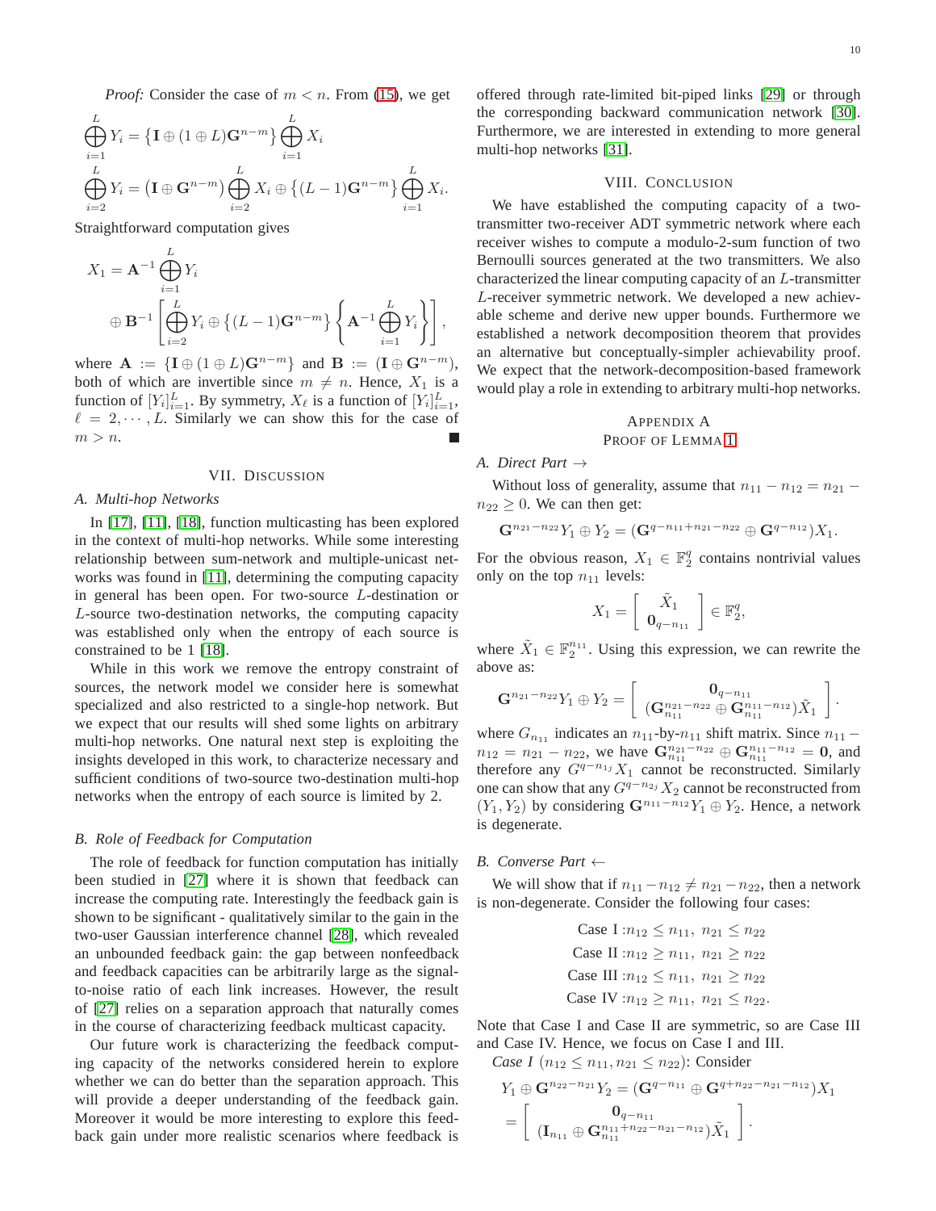*Proof:* Consider the case of $m < n$. From (15), we get

$$\bigoplus_{i=1}^{L} Y_i = \left\{ \mathbf{I} \oplus (1 \oplus L)\mathbf{G}^{n-m} \right\} \bigoplus_{i=1}^{L} X_i$$

$$\bigoplus_{i=2}^{L} Y_i = \left( \mathbf{I} \oplus \mathbf{G}^{n-m} \right) \bigoplus_{i=2}^{L} X_i \oplus \left\{ (L-1)\mathbf{G}^{n-m} \right\} \bigoplus_{i=1}^{L} X_i.$$

Straightforward computation gives

$$X_1 = \mathbf{A}^{-1} \bigoplus_{i=1}^{L} Y_i \oplus \mathbf{B}^{-1} \left[ \bigoplus_{i=2}^{L} Y_i \oplus \left\{ (L-1)\mathbf{G}^{n-m} \right\} \left\{ \mathbf{A}^{-1} \bigoplus_{i=1}^{L} Y_i \right\} \right],$$

where $\mathbf{A} := \{\mathbf{I} \oplus (1 \oplus L)\mathbf{G}^{n-m}\}$ and $\mathbf{B} := (\mathbf{I} \oplus \mathbf{G}^{n-m})$, both of which are invertible since $m \neq n$. Hence, $X_1$ is a function of $[Y_i]_{i=1}^{L}$. By symmetry, $X_\ell$ is a function of $[Y_i]_{i=1}^{L}$, $\ell = 2, \cdots, L$. Similarly we can show this for the case of $m > n$. ∎

## VII. Discussion

### A. Multi-hop Networks

In [17], [11], [18], function multicasting has been explored in the context of multi-hop networks. While some interesting relationship between sum-network and multiple-unicast networks was found in [11], determining the computing capacity in general has been open. For two-source $L$-destination or $L$-source two-destination networks, the computing capacity was established only when the entropy of each source is constrained to be 1 [18].

While in this work we remove the entropy constraint of sources, the network model we consider here is somewhat specialized and also restricted to a single-hop network. But we expect that our results will shed some lights on arbitrary multi-hop networks. One natural next step is exploiting the insights developed in this work, to characterize necessary and sufficient conditions of two-source two-destination multi-hop networks when the entropy of each source is limited by 2.

### B. Role of Feedback for Computation

The role of feedback for function computation has initially been studied in [27] where it is shown that feedback can increase the computing rate. Interestingly the feedback gain is shown to be significant - qualitatively similar to the gain in the two-user Gaussian interference channel [28], which revealed an unbounded feedback gain: the gap between nonfeedback and feedback capacities can be arbitrarily large as the signal-to-noise ratio of each link increases. However, the result of [27] relies on a separation approach that naturally comes in the course of characterizing feedback multicast capacity.

Our future work is characterizing the feedback computing capacity of the networks considered herein to explore whether we can do better than the separation approach. This will provide a deeper understanding of the feedback gain. Moreover it would be more interesting to explore this feedback gain under more realistic scenarios where feedback is offered through rate-limited bit-piped links [29] or through the corresponding backward communication network [30]. Furthermore, we are interested in extending to more general multi-hop networks [31].

## VIII. Conclusion

We have established the computing capacity of a two-transmitter two-receiver ADT symmetric network where each receiver wishes to compute a modulo-2-sum function of two Bernoulli sources generated at the two transmitters. We also characterized the linear computing capacity of an $L$-transmitter $L$-receiver symmetric network. We developed a new achievable scheme and derive new upper bounds. Furthermore we established a network decomposition theorem that provides an alternative but conceptually-simpler achievability proof. We expect that the network-decomposition-based framework would play a role in extending to arbitrary multi-hop networks.

## Appendix A
## Proof of Lemma 1

### A. Direct Part →

Without loss of generality, assume that $n_{11} - n_{12} = n_{21} - n_{22} \geq 0$. We can then get:

$$\mathbf{G}^{n_{21}-n_{22}} Y_1 \oplus Y_2 = (\mathbf{G}^{q-n_{11}+n_{21}-n_{22}} \oplus \mathbf{G}^{q-n_{12}}) X_1.$$

For the obvious reason, $X_1 \in \mathbb{F}_2^q$ contains nontrivial values only on the top $n_{11}$ levels:

$$X_1 = \begin{bmatrix} \tilde{X}_1 \\ \mathbf{0}_{q-n_{11}} \end{bmatrix} \in \mathbb{F}_2^q,$$

where $\tilde{X}_1 \in \mathbb{F}_2^{n_{11}}$. Using this expression, we can rewrite the above as:

$$\mathbf{G}^{n_{21}-n_{22}} Y_1 \oplus Y_2 = \begin{bmatrix} \mathbf{0}_{q-n_{11}} \\ (\mathbf{G}_{n_{11}}^{n_{21}-n_{22}} \oplus \mathbf{G}_{n_{11}}^{n_{11}-n_{12}}) \tilde{X}_1 \end{bmatrix}.$$

where $G_{n_{11}}$ indicates an $n_{11}$-by-$n_{11}$ shift matrix. Since $n_{11} - n_{12} = n_{21} - n_{22}$, we have $\mathbf{G}_{n_{11}}^{n_{21}-n_{22}} \oplus \mathbf{G}_{n_{11}}^{n_{11}-n_{12}} = \mathbf{0}$, and therefore any $G^{q-n_{1j}} X_1$ cannot be reconstructed. Similarly one can show that any $G^{q-n_{2j}} X_2$ cannot be reconstructed from $(Y_1, Y_2)$ by considering $\mathbf{G}^{n_{11}-n_{12}} Y_1 \oplus Y_2$. Hence, a network is degenerate.

### B. Converse Part ←

We will show that if $n_{11} - n_{12} \neq n_{21} - n_{22}$, then a network is non-degenerate. Consider the following four cases:

$$\text{Case I} : n_{12} \leq n_{11},\ n_{21} \leq n_{22}$$
$$\text{Case II} : n_{12} \geq n_{11},\ n_{21} \geq n_{22}$$
$$\text{Case III} : n_{12} \leq n_{11},\ n_{21} \geq n_{22}$$
$$\text{Case IV} : n_{12} \geq n_{11},\ n_{21} \leq n_{22}.$$

Note that Case I and Case II are symmetric, so are Case III and Case IV. Hence, we focus on Case I and III.

*Case I* ($n_{12} \leq n_{11}, n_{21} \leq n_{22}$): Consider

$$Y_1 \oplus \mathbf{G}^{n_{22}-n_{21}} Y_2 = (\mathbf{G}^{q-n_{11}} \oplus \mathbf{G}^{q+n_{22}-n_{21}-n_{12}}) X_1$$
$$= \begin{bmatrix} \mathbf{0}_{q-n_{11}} \\ (\mathbf{I}_{n_{11}} \oplus \mathbf{G}_{n_{11}}^{n_{11}+n_{22}-n_{21}-n_{12}}) \tilde{X}_1 \end{bmatrix}.$$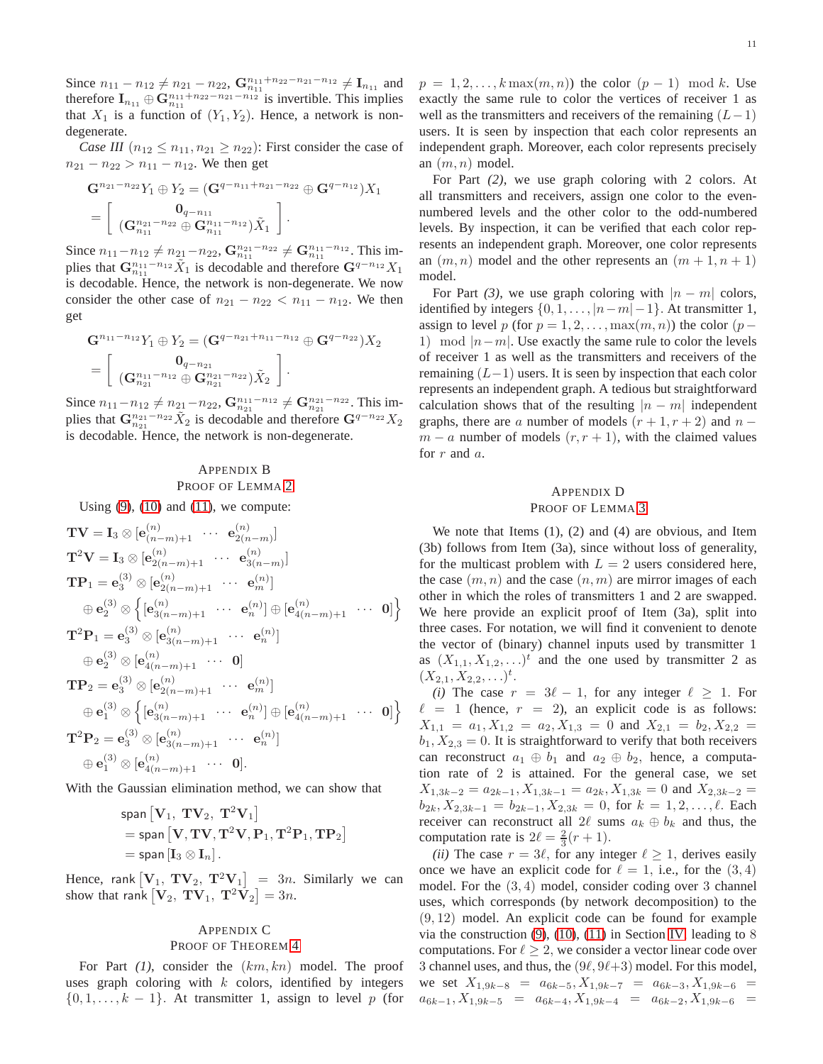Since $n_{11} - n_{12} \neq n_{21} - n_{22}$, $\mathbf{G}_{n_{11}}^{n_{11}+n_{22}-n_{21}-n_{12}} \neq \mathbf{I}_{n_{11}}$ and therefore $\mathbf{I}_{n_{11}} \oplus \mathbf{G}_{n_{11}}^{n_{11}+n_{22}-n_{21}-n_{12}}$ is invertible. This implies that $X_1$ is a function of $(Y_1, Y_2)$. Hence, a network is non-degenerate.

*Case III* ($n_{12} \leq n_{11}, n_{21} \geq n_{22}$): First consider the case of $n_{21} - n_{22} > n_{11} - n_{12}$. We then get

$$\mathbf{G}^{n_{21}-n_{22}} Y_1 \oplus Y_2 = (\mathbf{G}^{q-n_{11}+n_{21}-n_{22}} \oplus \mathbf{G}^{q-n_{12}}) X_1$$
$$= \begin{bmatrix} \mathbf{0}_{q-n_{11}} \\ (\mathbf{G}_{n_{11}}^{n_{21}-n_{22}} \oplus \mathbf{G}_{n_{11}}^{n_{11}-n_{12}})\tilde{X}_1 \end{bmatrix}.$$

Since $n_{11}-n_{12} \neq n_{21}-n_{22}$, $\mathbf{G}_{n_{11}}^{n_{21}-n_{22}} \neq \mathbf{G}_{n_{11}}^{n_{11}-n_{12}}$. This implies that $\mathbf{G}_{n_{11}}^{n_{11}-n_{12}}\tilde{X}_1$ is decodable and therefore $\mathbf{G}^{q-n_{12}}X_1$ is decodable. Hence, the network is non-degenerate. We now consider the other case of $n_{21} - n_{22} < n_{11} - n_{12}$. We then get

$$\mathbf{G}^{n_{11}-n_{12}} Y_1 \oplus Y_2 = (\mathbf{G}^{q-n_{21}+n_{11}-n_{12}} \oplus \mathbf{G}^{q-n_{22}}) X_2$$
$$= \begin{bmatrix} \mathbf{0}_{q-n_{21}} \\ (\mathbf{G}_{n_{21}}^{n_{11}-n_{12}} \oplus \mathbf{G}_{n_{21}}^{n_{21}-n_{22}})\tilde{X}_2 \end{bmatrix}.$$

Since $n_{11}-n_{12} \neq n_{21}-n_{22}$, $\mathbf{G}_{n_{21}}^{n_{11}-n_{12}} \neq \mathbf{G}_{n_{21}}^{n_{21}-n_{22}}$. This implies that $\mathbf{G}_{n_{21}}^{n_{21}-n_{22}}\tilde{X}_2$ is decodable and therefore $\mathbf{G}^{q-n_{22}}X_2$ is decodable. Hence, the network is non-degenerate.

## Appendix B
## Proof of Lemma 2

Using (9), (10) and (11), we compute:

$$\mathbf{TV} = \mathbf{I}_3 \otimes [\mathbf{e}_{(n-m)+1}^{(n)} \ \cdots \ \mathbf{e}_{2(n-m)}^{(n)}]$$
$$\mathbf{T}^2\mathbf{V} = \mathbf{I}_3 \otimes [\mathbf{e}_{2(n-m)+1}^{(n)} \ \cdots \ \mathbf{e}_{3(n-m)}^{(n)}]$$
$$\mathbf{TP}_1 = \mathbf{e}_3^{(3)} \otimes [\mathbf{e}_{2(n-m)+1}^{(n)} \ \cdots \ \mathbf{e}_m^{(n)}]$$
$$\oplus\, \mathbf{e}_2^{(3)} \otimes \Big\{ [\mathbf{e}_{3(n-m)+1}^{(n)} \ \cdots \ \mathbf{e}_n^{(n)}] \oplus [\mathbf{e}_{4(n-m)+1}^{(n)} \ \cdots \ \mathbf{0}] \Big\}$$
$$\mathbf{T}^2\mathbf{P}_1 = \mathbf{e}_3^{(3)} \otimes [\mathbf{e}_{3(n-m)+1}^{(n)} \ \cdots \ \mathbf{e}_n^{(n)}]$$
$$\oplus\, \mathbf{e}_2^{(3)} \otimes [\mathbf{e}_{4(n-m)+1}^{(n)} \ \cdots \ \mathbf{0}]$$
$$\mathbf{TP}_2 = \mathbf{e}_3^{(3)} \otimes [\mathbf{e}_{2(n-m)+1}^{(n)} \ \cdots \ \mathbf{e}_m^{(n)}]$$
$$\oplus\, \mathbf{e}_1^{(3)} \otimes \Big\{ [\mathbf{e}_{3(n-m)+1}^{(n)} \ \cdots \ \mathbf{e}_n^{(n)}] \oplus [\mathbf{e}_{4(n-m)+1}^{(n)} \ \cdots \ \mathbf{0}] \Big\}$$
$$\mathbf{T}^2\mathbf{P}_2 = \mathbf{e}_3^{(3)} \otimes [\mathbf{e}_{3(n-m)+1}^{(n)} \ \cdots \ \mathbf{e}_n^{(n)}]$$
$$\oplus\, \mathbf{e}_1^{(3)} \otimes [\mathbf{e}_{4(n-m)+1}^{(n)} \ \cdots \ \mathbf{0}].$$

With the Gaussian elimination method, we can show that

$$\mathsf{span}\left[\mathbf{V}_1,\ \mathbf{TV}_2,\ \mathbf{T}^2\mathbf{V}_1\right]$$
$$= \mathsf{span}\left[\mathbf{V}, \mathbf{TV}, \mathbf{T}^2\mathbf{V}, \mathbf{P}_1, \mathbf{T}^2\mathbf{P}_1, \mathbf{TP}_2\right]$$
$$= \mathsf{span}\left[\mathbf{I}_3 \otimes \mathbf{I}_n\right].$$

Hence, $\mathsf{rank}\left[\mathbf{V}_1,\ \mathbf{TV}_2,\ \mathbf{T}^2\mathbf{V}_1\right] = 3n$. Similarly we can show that $\mathsf{rank}\left[\mathbf{V}_2,\ \mathbf{TV}_1,\ \mathbf{T}^2\mathbf{V}_2\right] = 3n$.

## Appendix C
## Proof of Theorem 4

For Part *(1)*, consider the $(km, kn)$ model. The proof uses graph coloring with $k$ colors, identified by integers $\{0, 1, \ldots, k-1\}$. At transmitter 1, assign to level $p$ (for $p = 1, 2, \ldots, k\max(m, n)$) the color $(p-1) \mod k$. Use exactly the same rule to color the vertices of receiver 1 as well as the transmitters and receivers of the remaining $(L-1)$ users. It is seen by inspection that each color represents an independent graph. Moreover, each color represents precisely an $(m, n)$ model.

For Part *(2)*, we use graph coloring with 2 colors. At all transmitters and receivers, assign one color to the even-numbered levels and the other color to the odd-numbered levels. By inspection, it can be verified that each color represents an independent graph. Moreover, one color represents an $(m, n)$ model and the other represents an $(m+1, n+1)$ model.

For Part *(3)*, we use graph coloring with $|n-m|$ colors, identified by integers $\{0, 1, \ldots, |n-m|-1\}$. At transmitter 1, assign to level $p$ (for $p = 1, 2, \ldots, \max(m, n)$) the color $(p-1) \mod |n-m|$. Use exactly the same rule to color the levels of receiver 1 as well as the transmitters and receivers of the remaining $(L-1)$ users. It is seen by inspection that each color represents an independent graph. A tedious but straightforward calculation shows that of the resulting $|n-m|$ independent graphs, there are $a$ number of models $(r+1, r+2)$ and $n-m-a$ number of models $(r, r+1)$, with the claimed values for $r$ and $a$.

## Appendix D
## Proof of Lemma 3

We note that Items (1), (2) and (4) are obvious, and Item (3b) follows from Item (3a), since without loss of generality, for the multicast problem with $L = 2$ users considered here, the case $(m, n)$ and the case $(n, m)$ are mirror images of each other in which the roles of transmitters 1 and 2 are swapped. We here provide an explicit proof of Item (3a), split into three cases. For notation, we will find it convenient to denote the vector of (binary) channel inputs used by transmitter 1 as $(X_{1,1}, X_{1,2}, \ldots)^t$ and the one used by transmitter 2 as $(X_{2,1}, X_{2,2}, \ldots)^t$.

*(i)* The case $r = 3\ell - 1$, for any integer $\ell \geq 1$. For $\ell = 1$ (hence, $r = 2$), an explicit code is as follows: $X_{1,1} = a_1, X_{1,2} = a_2, X_{1,3} = 0$ and $X_{2,1} = b_2, X_{2,2} = b_1, X_{2,3} = 0$. It is straightforward to verify that both receivers can reconstruct $a_1 \oplus b_1$ and $a_2 \oplus b_2$, hence, a computation rate of 2 is attained. For the general case, we set $X_{1,3k-2} = a_{2k-1}, X_{1,3k-1} = a_{2k}, X_{1,3k} = 0$ and $X_{2,3k-2} = b_{2k}, X_{2,3k-1} = b_{2k-1}, X_{2,3k} = 0$, for $k = 1, 2, \ldots, \ell$. Each receiver can reconstruct all $2\ell$ sums $a_k \oplus b_k$ and thus, the computation rate is $2\ell = \frac{2}{3}(r+1)$.

*(ii)* The case $r = 3\ell$, for any integer $\ell \geq 1$, derives easily once we have an explicit code for $\ell = 1$, i.e., for the $(3, 4)$ model. For the $(3, 4)$ model, consider coding over 3 channel uses, which corresponds (by network decomposition) to the $(9, 12)$ model. An explicit code can be found for example via the construction (9), (10), (11) in Section IV, leading to 8 computations. For $\ell \geq 2$, we consider a vector linear code over 3 channel uses, and thus, the $(9\ell, 9\ell+3)$ model. For this model, we set $X_{1,9k-8} = a_{6k-5}, X_{1,9k-7} = a_{6k-3}, X_{1,9k-6} = a_{6k-1}, X_{1,9k-5} = a_{6k-4}, X_{1,9k-4} = a_{6k-2}, X_{1,9k-6} =$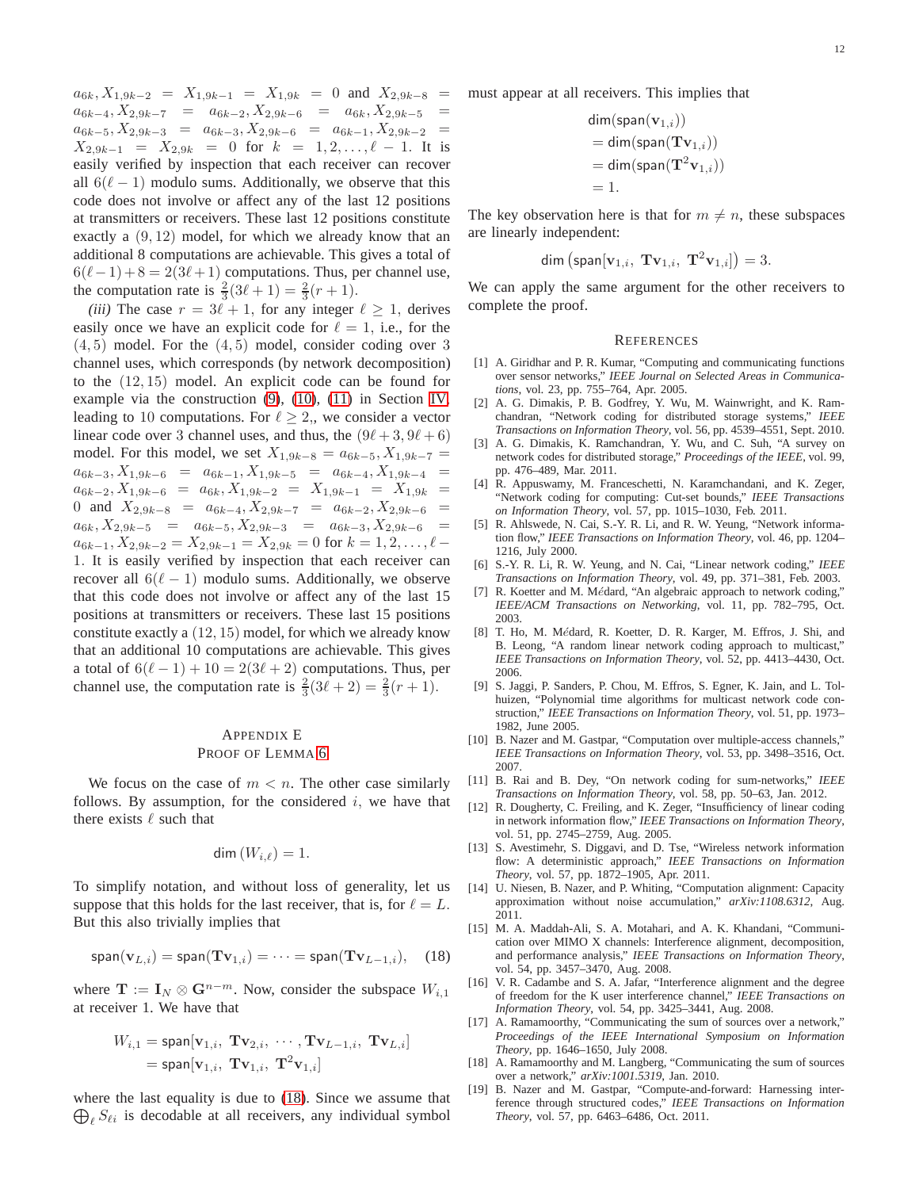$a_{6k}, X_{1,9k-2} = X_{1,9k-1} = X_{1,9k} = 0$ and $X_{2,9k-8} = a_{6k-4}, X_{2,9k-7} = a_{6k-2}, X_{2,9k-6} = a_{6k}, X_{2,9k-5} = a_{6k-5}, X_{2,9k-3} = a_{6k-3}, X_{2,9k-6} = a_{6k-1}, X_{2,9k-2} = X_{2,9k-1} = X_{2,9k} = 0$ for $k = 1, 2, \ldots, \ell - 1$. It is easily verified by inspection that each receiver can recover all $6(\ell - 1)$ modulo sums. Additionally, we observe that this code does not involve or affect any of the last 12 positions at transmitters or receivers. These last 12 positions constitute exactly a $(9, 12)$ model, for which we already know that an additional 8 computations are achievable. This gives a total of $6(\ell-1)+8 = 2(3\ell+1)$ computations. Thus, per channel use, the computation rate is $\frac{2}{3}(3\ell+1) = \frac{2}{3}(r+1)$.

*(iii)* The case $r = 3\ell + 1$, for any integer $\ell \geq 1$, derives easily once we have an explicit code for $\ell = 1$, i.e., for the $(4, 5)$ model. For the $(4, 5)$ model, consider coding over 3 channel uses, which corresponds (by network decomposition) to the $(12, 15)$ model. An explicit code can be found for example via the construction (9), (10), (11) in Section IV, leading to 10 computations. For $\ell \geq 2$,, we consider a vector linear code over 3 channel uses, and thus, the $(9\ell+3, 9\ell+6)$ model. For this model, we set $X_{1,9k-8} = a_{6k-5}, X_{1,9k-7} = a_{6k-3}, X_{1,9k-6} = a_{6k-1}, X_{1,9k-5} = a_{6k-4}, X_{1,9k-4} = a_{6k-2}, X_{1,9k-6} = a_{6k}, X_{1,9k-2} = X_{1,9k-1} = X_{1,9k} = 0$ and $X_{2,9k-8} = a_{6k-4}, X_{2,9k-7} = a_{6k-2}, X_{2,9k-6} = a_{6k}, X_{2,9k-5} = a_{6k-5}, X_{2,9k-3} = a_{6k-3}, X_{2,9k-6} = a_{6k-1}, X_{2,9k-2} = X_{2,9k-1} = X_{2,9k} = 0$ for $k = 1, 2, \ldots, \ell - 1$. It is easily verified by inspection that each receiver can recover all $6(\ell - 1)$ modulo sums. Additionally, we observe that this code does not involve or affect any of the last 15 positions at transmitters or receivers. These last 15 positions constitute exactly a $(12, 15)$ model, for which we already know that an additional 10 computations are achievable. This gives a total of $6(\ell - 1) + 10 = 2(3\ell + 2)$ computations. Thus, per channel use, the computation rate is $\frac{2}{3}(3\ell + 2) = \frac{2}{3}(r + 1)$.

## Appendix E
## Proof of Lemma 6

We focus on the case of $m < n$. The other case similarly follows. By assumption, for the considered $i$, we have that there exists $\ell$ such that

$$\dim(W_{i,\ell}) = 1.$$

To simplify notation, and without loss of generality, let us suppose that this holds for the last receiver, that is, for $\ell = L$. But this also trivially implies that

$$\mathsf{span}(\mathbf{v}_{L,i}) = \mathsf{span}(\mathbf{T}\mathbf{v}_{1,i}) = \cdots = \mathsf{span}(\mathbf{T}\mathbf{v}_{L-1,i}), \quad (18)$$

where $\mathbf{T} := \mathbf{I}_N \otimes \mathbf{G}^{n-m}$. Now, consider the subspace $W_{i,1}$ at receiver 1. We have that

$$\begin{aligned} W_{i,1} &= \mathsf{span}[\mathbf{v}_{1,i},\ \mathbf{T}\mathbf{v}_{2,i},\ \cdots, \mathbf{T}\mathbf{v}_{L-1,i},\ \mathbf{T}\mathbf{v}_{L,i}] \\ &= \mathsf{span}[\mathbf{v}_{1,i},\ \mathbf{T}\mathbf{v}_{1,i},\ \mathbf{T}^2\mathbf{v}_{1,i}] \end{aligned}$$

where the last equality is due to (18). Since we assume that $\bigoplus_\ell S_{\ell i}$ is decodable at all receivers, any individual symbol must appear at all receivers. This implies that

$$\begin{aligned} &\dim(\mathsf{span}(\mathbf{v}_{1,i})) \\ &= \dim(\mathsf{span}(\mathbf{T}\mathbf{v}_{1,i})) \\ &= \dim(\mathsf{span}(\mathbf{T}^2\mathbf{v}_{1,i})) \\ &= 1. \end{aligned}$$

The key observation here is that for $m \neq n$, these subspaces are linearly independent:

$$\dim\left(\mathsf{span}[\mathbf{v}_{1,i},\ \mathbf{T}\mathbf{v}_{1,i},\ \mathbf{T}^2\mathbf{v}_{1,i}]\right) = 3.$$

We can apply the same argument for the other receivers to complete the proof.

## References

[1] A. Giridhar and P. R. Kumar, "Computing and communicating functions over sensor networks," *IEEE Journal on Selected Areas in Communications*, vol. 23, pp. 755–764, Apr. 2005.

[2] A. G. Dimakis, P. B. Godfrey, Y. Wu, M. Wainwright, and K. Ramchandran, "Network coding for distributed storage systems," *IEEE Transactions on Information Theory*, vol. 56, pp. 4539–4551, Sept. 2010.

[3] A. G. Dimakis, K. Ramchandran, Y. Wu, and C. Suh, "A survey on network codes for distributed storage," *Proceedings of the IEEE*, vol. 99, pp. 476–489, Mar. 2011.

[4] R. Appuswamy, M. Franceschetti, N. Karamchandani, and K. Zeger, "Network coding for computing: Cut-set bounds," *IEEE Transactions on Information Theory*, vol. 57, pp. 1015–1030, Feb. 2011.

[5] R. Ahlswede, N. Cai, S.-Y. R. Li, and R. W. Yeung, "Network information flow," *IEEE Transactions on Information Theory*, vol. 46, pp. 1204–1216, July 2000.

[6] S.-Y. R. Li, R. W. Yeung, and N. Cai, "Linear network coding," *IEEE Transactions on Information Theory*, vol. 49, pp. 371–381, Feb. 2003.

[7] R. Koetter and M. Médard, "An algebraic approach to network coding," *IEEE/ACM Transactions on Networking*, vol. 11, pp. 782–795, Oct. 2003.

[8] T. Ho, M. Médard, R. Koetter, D. R. Karger, M. Effros, J. Shi, and B. Leong, "A random linear network coding approach to multicast," *IEEE Transactions on Information Theory*, vol. 52, pp. 4413–4430, Oct. 2006.

[9] S. Jaggi, P. Sanders, P. Chou, M. Effros, S. Egner, K. Jain, and L. Tolhuizen, "Polynomial time algorithms for multicast network code construction," *IEEE Transactions on Information Theory*, vol. 51, pp. 1973–1982, June 2005.

[10] B. Nazer and M. Gastpar, "Computation over multiple-access channels," *IEEE Transactions on Information Theory*, vol. 53, pp. 3498–3516, Oct. 2007.

[11] B. Rai and B. Dey, "On network coding for sum-networks," *IEEE Transactions on Information Theory*, vol. 58, pp. 50–63, Jan. 2012.

[12] R. Dougherty, C. Freiling, and K. Zeger, "Insufficiency of linear coding in network information flow," *IEEE Transactions on Information Theory*, vol. 51, pp. 2745–2759, Aug. 2005.

[13] S. Avestimehr, S. Diggavi, and D. Tse, "Wireless network information flow: A deterministic approach," *IEEE Transactions on Information Theory*, vol. 57, pp. 1872–1905, Apr. 2011.

[14] U. Niesen, B. Nazer, and P. Whiting, "Computation alignment: Capacity approximation without noise accumulation," *arXiv:1108.6312*, Aug. 2011.

[15] M. A. Maddah-Ali, S. A. Motahari, and A. K. Khandani, "Communication over MIMO X channels: Interference alignment, decomposition, and performance analysis," *IEEE Transactions on Information Theory*, vol. 54, pp. 3457–3470, Aug. 2008.

[16] V. R. Cadambe and S. A. Jafar, "Interference alignment and the degree of freedom for the K user interference channel," *IEEE Transactions on Information Theory*, vol. 54, pp. 3425–3441, Aug. 2008.

[17] A. Ramamoorthy, "Communicating the sum of sources over a network," *Proceedings of the IEEE International Symposium on Information Theory*, pp. 1646–1650, July 2008.

[18] A. Ramamoorthy and M. Langberg, "Communicating the sum of sources over a network," *arXiv:1001.5319*, Jan. 2010.

[19] B. Nazer and M. Gastpar, "Compute-and-forward: Harnessing interference through structured codes," *IEEE Transactions on Information Theory*, vol. 57, pp. 6463–6486, Oct. 2011.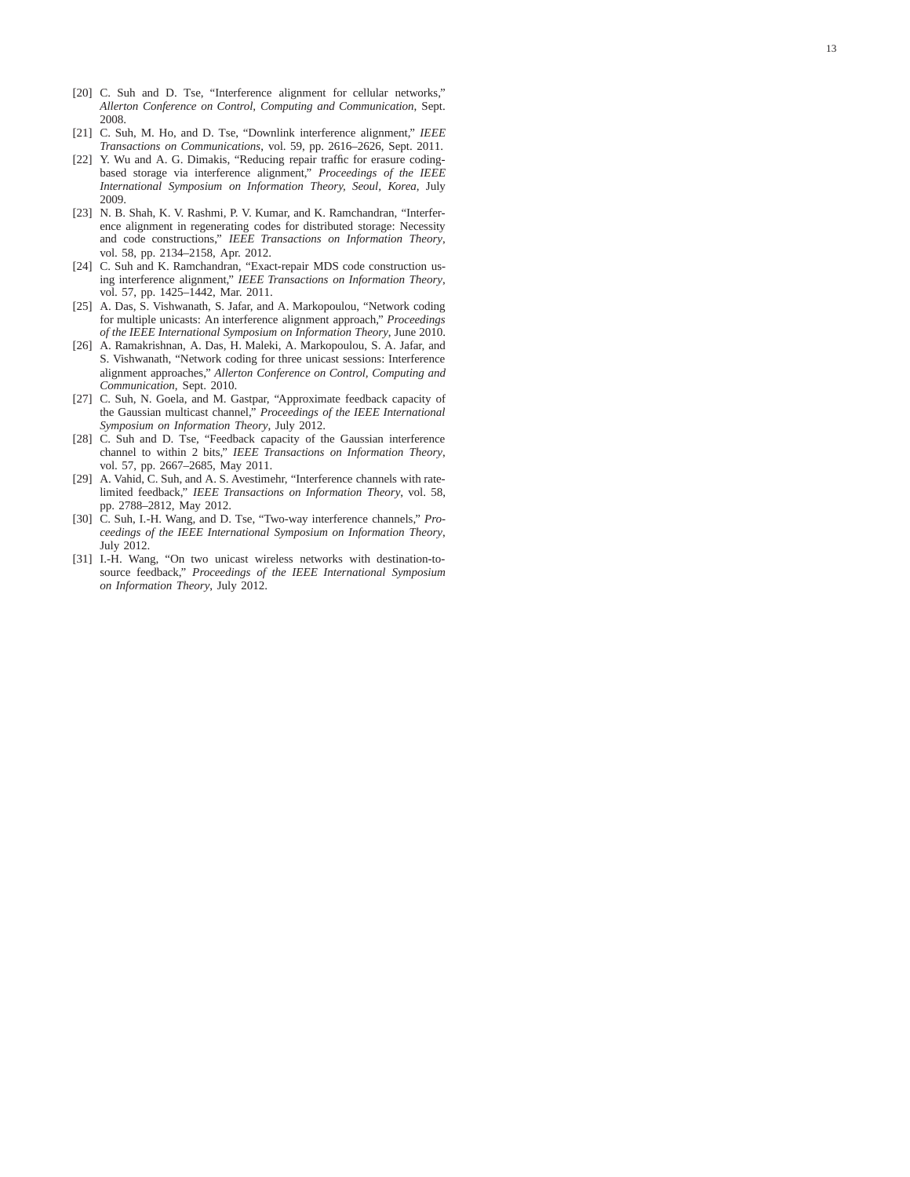[20] C. Suh and D. Tse, "Interference alignment for cellular networks," *Allerton Conference on Control, Computing and Communication*, Sept. 2008.

[21] C. Suh, M. Ho, and D. Tse, "Downlink interference alignment," *IEEE Transactions on Communications*, vol. 59, pp. 2616–2626, Sept. 2011.

[22] Y. Wu and A. G. Dimakis, "Reducing repair traffic for erasure coding-based storage via interference alignment," *Proceedings of the IEEE International Symposium on Information Theory, Seoul, Korea*, July 2009.

[23] N. B. Shah, K. V. Rashmi, P. V. Kumar, and K. Ramchandran, "Interference alignment in regenerating codes for distributed storage: Necessity and code constructions," *IEEE Transactions on Information Theory*, vol. 58, pp. 2134–2158, Apr. 2012.

[24] C. Suh and K. Ramchandran, "Exact-repair MDS code construction using interference alignment," *IEEE Transactions on Information Theory*, vol. 57, pp. 1425–1442, Mar. 2011.

[25] A. Das, S. Vishwanath, S. Jafar, and A. Markopoulou, "Network coding for multiple unicasts: An interference alignment approach," *Proceedings of the IEEE International Symposium on Information Theory*, June 2010.

[26] A. Ramakrishnan, A. Das, H. Maleki, A. Markopoulou, S. A. Jafar, and S. Vishwanath, "Network coding for three unicast sessions: Interference alignment approaches," *Allerton Conference on Control, Computing and Communication*, Sept. 2010.

[27] C. Suh, N. Goela, and M. Gastpar, "Approximate feedback capacity of the Gaussian multicast channel," *Proceedings of the IEEE International Symposium on Information Theory*, July 2012.

[28] C. Suh and D. Tse, "Feedback capacity of the Gaussian interference channel to within 2 bits," *IEEE Transactions on Information Theory*, vol. 57, pp. 2667–2685, May 2011.

[29] A. Vahid, C. Suh, and A. S. Avestimehr, "Interference channels with rate-limited feedback," *IEEE Transactions on Information Theory*, vol. 58, pp. 2788–2812, May 2012.

[30] C. Suh, I.-H. Wang, and D. Tse, "Two-way interference channels," *Proceedings of the IEEE International Symposium on Information Theory*, July 2012.

[31] I.-H. Wang, "On two unicast wireless networks with destination-to-source feedback," *Proceedings of the IEEE International Symposium on Information Theory*, July 2012.